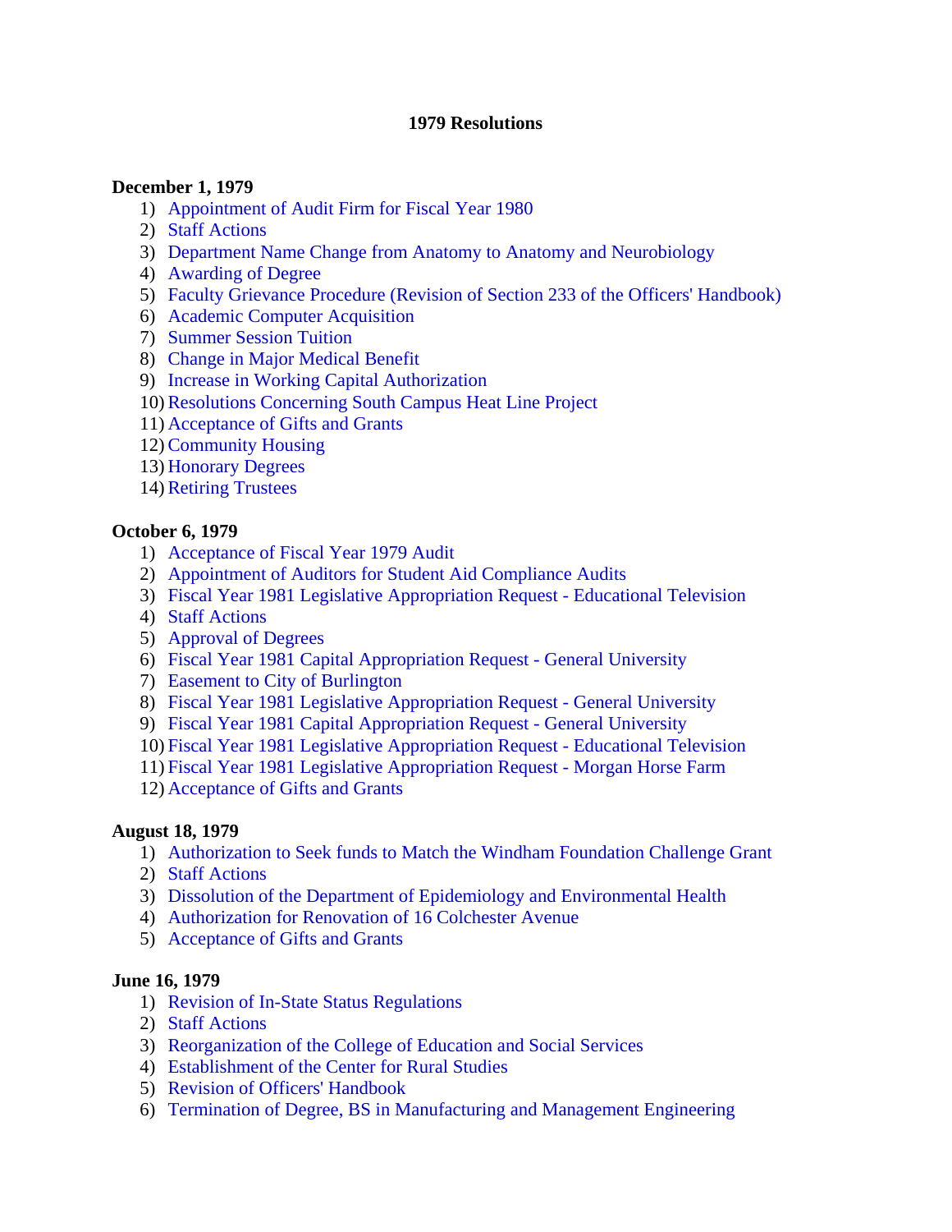# 1979 Resolutions

**December 1, 1979**

1) Appointment of Audit Firm for Fiscal Year 1980
2) Staff Actions
3) Department Name Change from Anatomy to Anatomy and Neurobiology
4) Awarding of Degree
5) Faculty Grievance Procedure (Revision of Section 233 of the Officers' Handbook)
6) Academic Computer Acquisition
7) Summer Session Tuition
8) Change in Major Medical Benefit
9) Increase in Working Capital Authorization
10) Resolutions Concerning South Campus Heat Line Project
11) Acceptance of Gifts and Grants
12) Community Housing
13) Honorary Degrees
14) Retiring Trustees

**October 6, 1979**

1) Acceptance of Fiscal Year 1979 Audit
2) Appointment of Auditors for Student Aid Compliance Audits
3) Fiscal Year 1981 Legislative Appropriation Request - Educational Television
4) Staff Actions
5) Approval of Degrees
6) Fiscal Year 1981 Capital Appropriation Request - General University
7) Easement to City of Burlington
8) Fiscal Year 1981 Legislative Appropriation Request - General University
9) Fiscal Year 1981 Capital Appropriation Request - General University
10) Fiscal Year 1981 Legislative Appropriation Request - Educational Television
11) Fiscal Year 1981 Legislative Appropriation Request - Morgan Horse Farm
12) Acceptance of Gifts and Grants

**August 18, 1979**

1) Authorization to Seek funds to Match the Windham Foundation Challenge Grant
2) Staff Actions
3) Dissolution of the Department of Epidemiology and Environmental Health
4) Authorization for Renovation of 16 Colchester Avenue
5) Acceptance of Gifts and Grants

**June 16, 1979**

1) Revision of In-State Status Regulations
2) Staff Actions
3) Reorganization of the College of Education and Social Services
4) Establishment of the Center for Rural Studies
5) Revision of Officers' Handbook
6) Termination of Degree, BS in Manufacturing and Management Engineering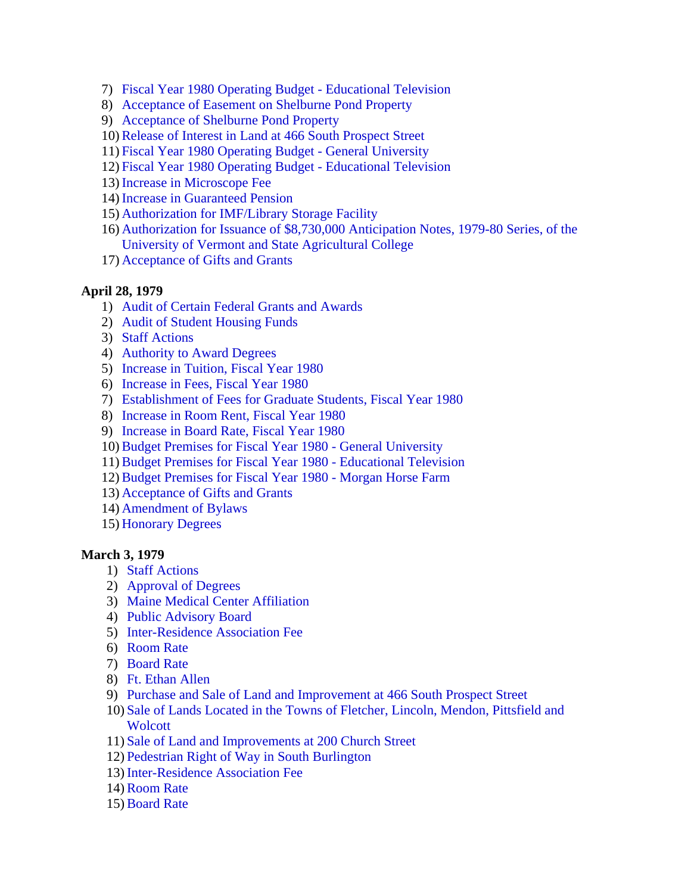7) Fiscal Year 1980 Operating Budget - Educational Television
8) Acceptance of Easement on Shelburne Pond Property
9) Acceptance of Shelburne Pond Property
10) Release of Interest in Land at 466 South Prospect Street
11) Fiscal Year 1980 Operating Budget - General University
12) Fiscal Year 1980 Operating Budget - Educational Television
13) Increase in Microscope Fee
14) Increase in Guaranteed Pension
15) Authorization for IMF/Library Storage Facility
16) Authorization for Issuance of $8,730,000 Anticipation Notes, 1979-80 Series, of the University of Vermont and State Agricultural College
17) Acceptance of Gifts and Grants

**April 28, 1979**

1) Audit of Certain Federal Grants and Awards
2) Audit of Student Housing Funds
3) Staff Actions
4) Authority to Award Degrees
5) Increase in Tuition, Fiscal Year 1980
6) Increase in Fees, Fiscal Year 1980
7) Establishment of Fees for Graduate Students, Fiscal Year 1980
8) Increase in Room Rent, Fiscal Year 1980
9) Increase in Board Rate, Fiscal Year 1980
10) Budget Premises for Fiscal Year 1980 - General University
11) Budget Premises for Fiscal Year 1980 - Educational Television
12) Budget Premises for Fiscal Year 1980 - Morgan Horse Farm
13) Acceptance of Gifts and Grants
14) Amendment of Bylaws
15) Honorary Degrees

**March 3, 1979**

1) Staff Actions
2) Approval of Degrees
3) Maine Medical Center Affiliation
4) Public Advisory Board
5) Inter-Residence Association Fee
6) Room Rate
7) Board Rate
8) Ft. Ethan Allen
9) Purchase and Sale of Land and Improvement at 466 South Prospect Street
10) Sale of Lands Located in the Towns of Fletcher, Lincoln, Mendon, Pittsfield and Wolcott
11) Sale of Land and Improvements at 200 Church Street
12) Pedestrian Right of Way in South Burlington
13) Inter-Residence Association Fee
14) Room Rate
15) Board Rate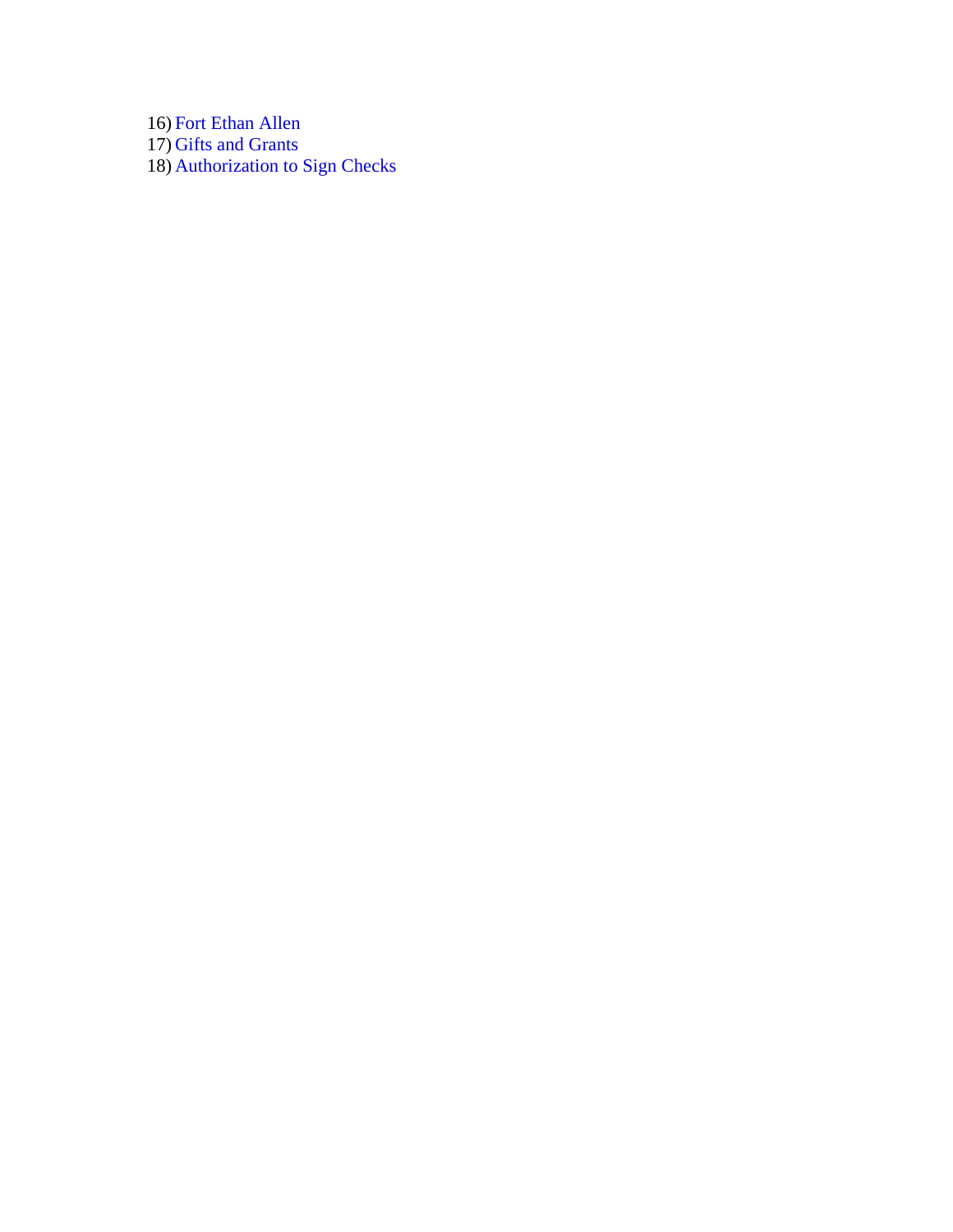16) Fort Ethan Allen
17) Gifts and Grants
18) Authorization to Sign Checks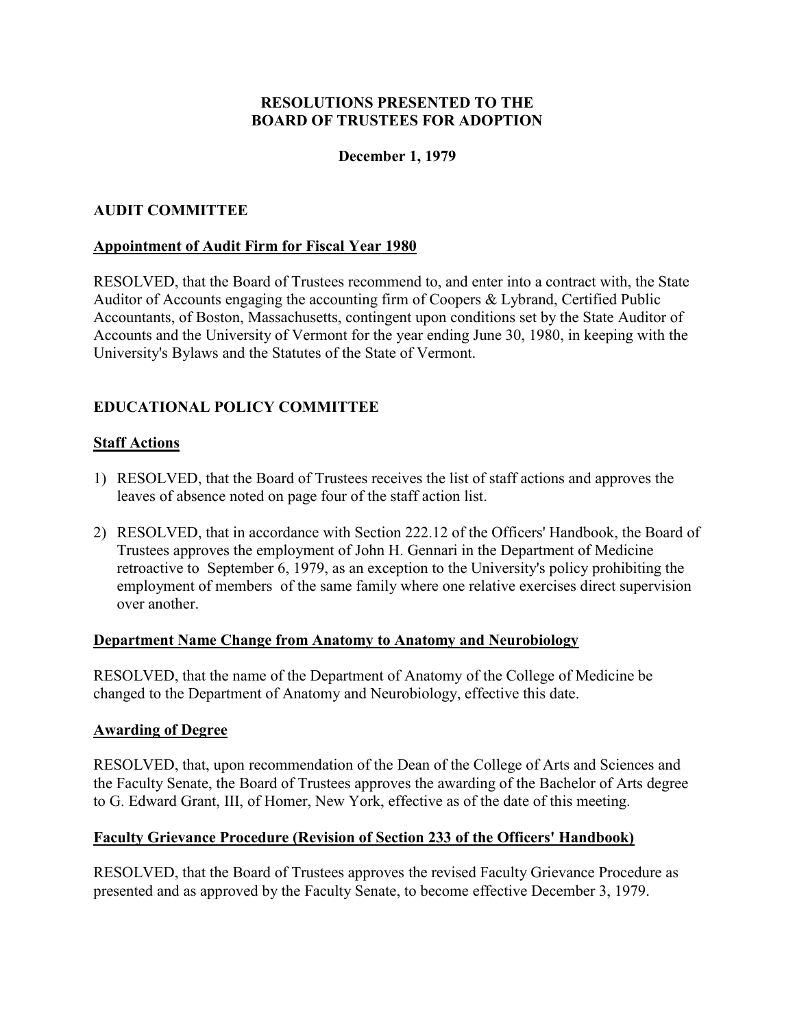**RESOLUTIONS PRESENTED TO THE BOARD OF TRUSTEES FOR ADOPTION**

**December 1, 1979**

## AUDIT COMMITTEE

### Appointment of Audit Firm for Fiscal Year 1980

RESOLVED, that the Board of Trustees recommend to, and enter into a contract with, the State Auditor of Accounts engaging the accounting firm of Coopers & Lybrand, Certified Public Accountants, of Boston, Massachusetts, contingent upon conditions set by the State Auditor of Accounts and the University of Vermont for the year ending June 30, 1980, in keeping with the University's Bylaws and the Statutes of the State of Vermont.

## EDUCATIONAL POLICY COMMITTEE

### Staff Actions

1) RESOLVED, that the Board of Trustees receives the list of staff actions and approves the leaves of absence noted on page four of the staff action list.
2) RESOLVED, that in accordance with Section 222.12 of the Officers' Handbook, the Board of Trustees approves the employment of John H. Gennari in the Department of Medicine retroactive to September 6, 1979, as an exception to the University's policy prohibiting the employment of members of the same family where one relative exercises direct supervision over another.

### Department Name Change from Anatomy to Anatomy and Neurobiology

RESOLVED, that the name of the Department of Anatomy of the College of Medicine be changed to the Department of Anatomy and Neurobiology, effective this date.

### Awarding of Degree

RESOLVED, that, upon recommendation of the Dean of the College of Arts and Sciences and the Faculty Senate, the Board of Trustees approves the awarding of the Bachelor of Arts degree to G. Edward Grant, III, of Homer, New York, effective as of the date of this meeting.

### Faculty Grievance Procedure (Revision of Section 233 of the Officers' Handbook)

RESOLVED, that the Board of Trustees approves the revised Faculty Grievance Procedure as presented and as approved by the Faculty Senate, to become effective December 3, 1979.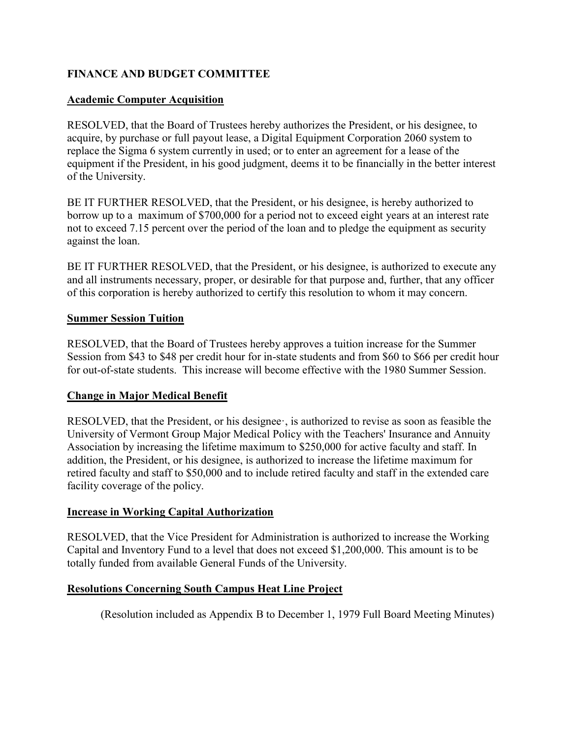## FINANCE AND BUDGET COMMITTEE

### Academic Computer Acquisition

RESOLVED, that the Board of Trustees hereby authorizes the President, or his designee, to acquire, by purchase or full payout lease, a Digital Equipment Corporation 2060 system to replace the Sigma 6 system currently in used; or to enter an agreement for a lease of the equipment if the President, in his good judgment, deems it to be financially in the better interest of the University.

BE IT FURTHER RESOLVED, that the President, or his designee, is hereby authorized to borrow up to a maximum of $700,000 for a period not to exceed eight years at an interest rate not to exceed 7.15 percent over the period of the loan and to pledge the equipment as security against the loan.

BE IT FURTHER RESOLVED, that the President, or his designee, is authorized to execute any and all instruments necessary, proper, or desirable for that purpose and, further, that any officer of this corporation is hereby authorized to certify this resolution to whom it may concern.

### Summer Session Tuition

RESOLVED, that the Board of Trustees hereby approves a tuition increase for the Summer Session from $43 to $48 per credit hour for in-state students and from $60 to $66 per credit hour for out-of-state students. This increase will become effective with the 1980 Summer Session.

### Change in Major Medical Benefit

RESOLVED, that the President, or his designee·, is authorized to revise as soon as feasible the University of Vermont Group Major Medical Policy with the Teachers' Insurance and Annuity Association by increasing the lifetime maximum to $250,000 for active faculty and staff. In addition, the President, or his designee, is authorized to increase the lifetime maximum for retired faculty and staff to $50,000 and to include retired faculty and staff in the extended care facility coverage of the policy.

### Increase in Working Capital Authorization

RESOLVED, that the Vice President for Administration is authorized to increase the Working Capital and Inventory Fund to a level that does not exceed $1,200,000. This amount is to be totally funded from available General Funds of the University.

### Resolutions Concerning South Campus Heat Line Project

(Resolution included as Appendix B to December 1, 1979 Full Board Meeting Minutes)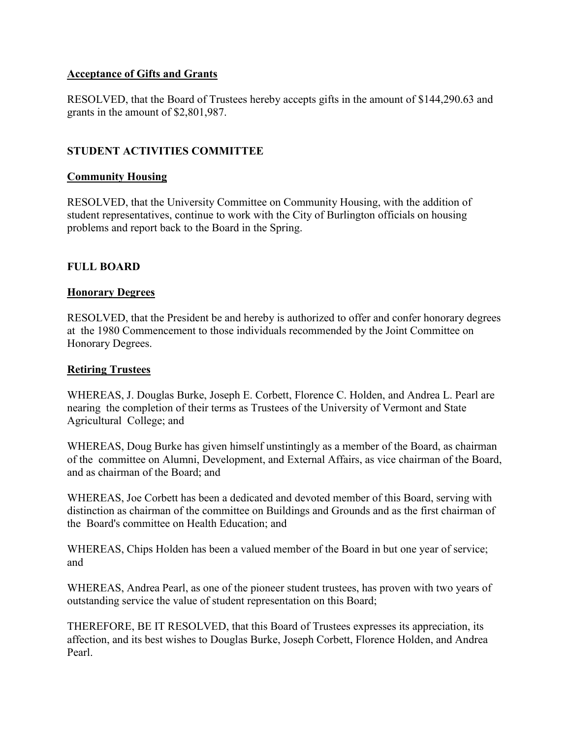**Acceptance of Gifts and Grants**

RESOLVED, that the Board of Trustees hereby accepts gifts in the amount of $144,290.63 and grants in the amount of $2,801,987.

## STUDENT ACTIVITIES COMMITTEE

**Community Housing**

RESOLVED, that the University Committee on Community Housing, with the addition of student representatives, continue to work with the City of Burlington officials on housing problems and report back to the Board in the Spring.

## FULL BOARD

**Honorary Degrees**

RESOLVED, that the President be and hereby is authorized to offer and confer honorary degrees at the 1980 Commencement to those individuals recommended by the Joint Committee on Honorary Degrees.

**Retiring Trustees**

WHEREAS, J. Douglas Burke, Joseph E. Corbett, Florence C. Holden, and Andrea L. Pearl are nearing the completion of their terms as Trustees of the University of Vermont and State Agricultural College; and

WHEREAS, Doug Burke has given himself unstintingly as a member of the Board, as chairman of the committee on Alumni, Development, and External Affairs, as vice chairman of the Board, and as chairman of the Board; and

WHEREAS, Joe Corbett has been a dedicated and devoted member of this Board, serving with distinction as chairman of the committee on Buildings and Grounds and as the first chairman of the Board's committee on Health Education; and

WHEREAS, Chips Holden has been a valued member of the Board in but one year of service; and

WHEREAS, Andrea Pearl, as one of the pioneer student trustees, has proven with two years of outstanding service the value of student representation on this Board;

THEREFORE, BE IT RESOLVED, that this Board of Trustees expresses its appreciation, its affection, and its best wishes to Douglas Burke, Joseph Corbett, Florence Holden, and Andrea Pearl.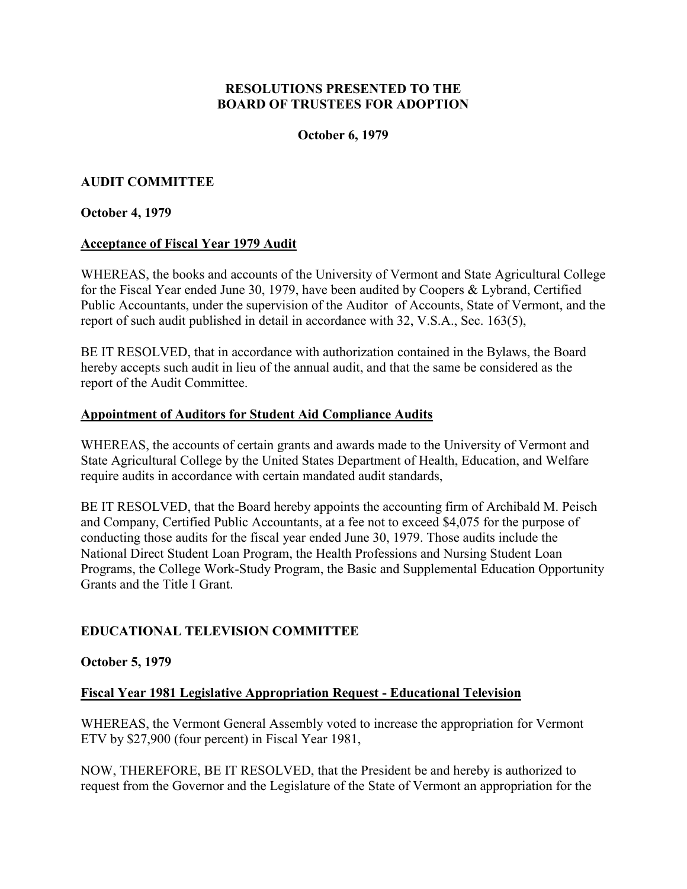**RESOLUTIONS PRESENTED TO THE BOARD OF TRUSTEES FOR ADOPTION**

**October 6, 1979**

## AUDIT COMMITTEE

**October 4, 1979**

### Acceptance of Fiscal Year 1979 Audit

WHEREAS, the books and accounts of the University of Vermont and State Agricultural College for the Fiscal Year ended June 30, 1979, have been audited by Coopers & Lybrand, Certified Public Accountants, under the supervision of the Auditor of Accounts, State of Vermont, and the report of such audit published in detail in accordance with 32, V.S.A., Sec. 163(5),

BE IT RESOLVED, that in accordance with authorization contained in the Bylaws, the Board hereby accepts such audit in lieu of the annual audit, and that the same be considered as the report of the Audit Committee.

### Appointment of Auditors for Student Aid Compliance Audits

WHEREAS, the accounts of certain grants and awards made to the University of Vermont and State Agricultural College by the United States Department of Health, Education, and Welfare require audits in accordance with certain mandated audit standards,

BE IT RESOLVED, that the Board hereby appoints the accounting firm of Archibald M. Peisch and Company, Certified Public Accountants, at a fee not to exceed $4,075 for the purpose of conducting those audits for the fiscal year ended June 30, 1979. Those audits include the National Direct Student Loan Program, the Health Professions and Nursing Student Loan Programs, the College Work-Study Program, the Basic and Supplemental Education Opportunity Grants and the Title I Grant.

## EDUCATIONAL TELEVISION COMMITTEE

**October 5, 1979**

### Fiscal Year 1981 Legislative Appropriation Request - Educational Television

WHEREAS, the Vermont General Assembly voted to increase the appropriation for Vermont ETV by $27,900 (four percent) in Fiscal Year 1981,

NOW, THEREFORE, BE IT RESOLVED, that the President be and hereby is authorized to request from the Governor and the Legislature of the State of Vermont an appropriation for the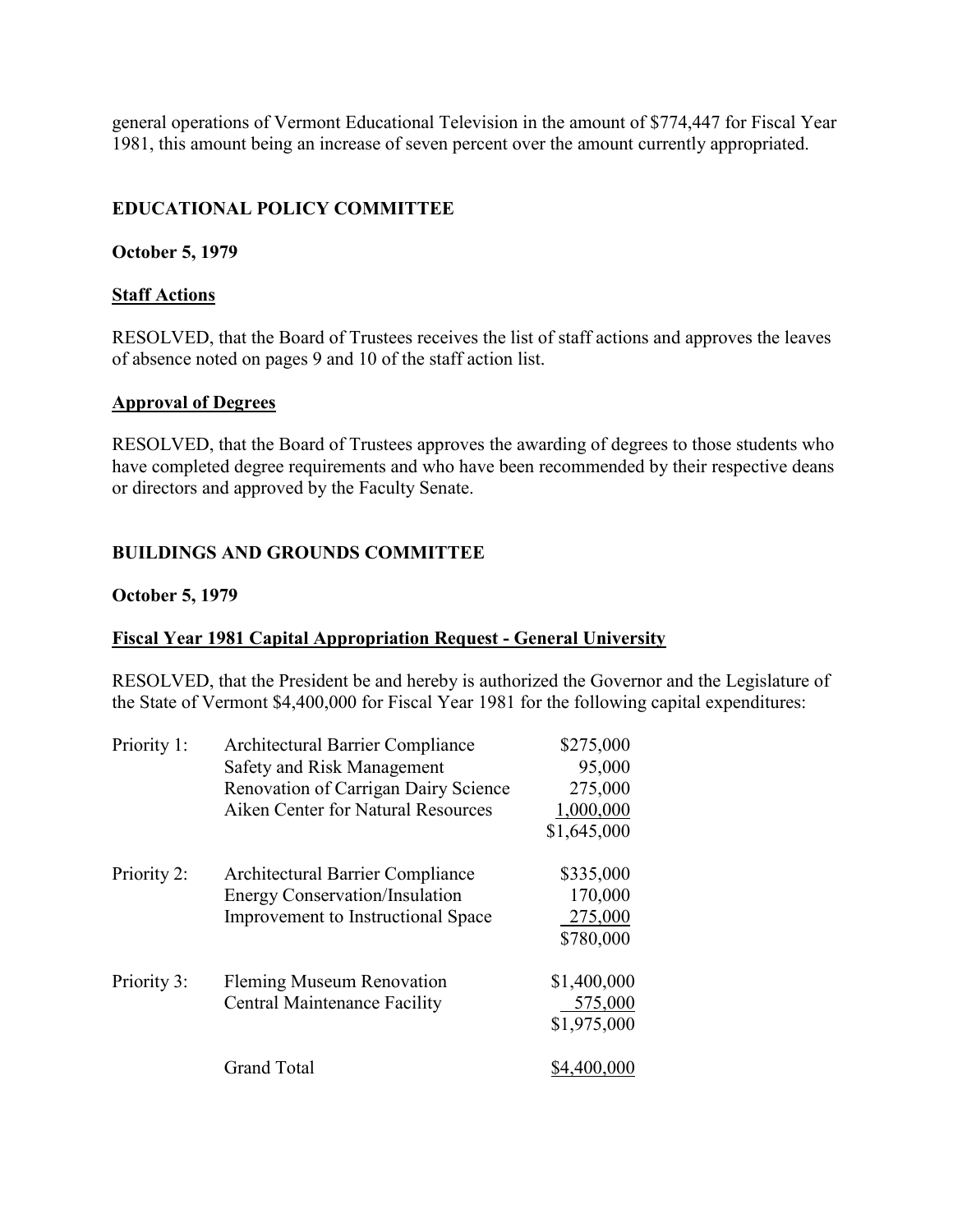general operations of Vermont Educational Television in the amount of $774,447 for Fiscal Year 1981, this amount being an increase of seven percent over the amount currently appropriated.

**EDUCATIONAL POLICY COMMITTEE**

**October 5, 1979**

**Staff Actions**

RESOLVED, that the Board of Trustees receives the list of staff actions and approves the leaves of absence noted on pages 9 and 10 of the staff action list.

**Approval of Degrees**

RESOLVED, that the Board of Trustees approves the awarding of degrees to those students who have completed degree requirements and who have been recommended by their respective deans or directors and approved by the Faculty Senate.

**BUILDINGS AND GROUNDS COMMITTEE**

**October 5, 1979**

**Fiscal Year 1981 Capital Appropriation Request - General University**

RESOLVED, that the President be and hereby is authorized the Governor and the Legislature of the State of Vermont $4,400,000 for Fiscal Year 1981 for the following capital expenditures:

| | | |
|---|---|---|
| Priority 1: | Architectural Barrier Compliance | $275,000 |
| | Safety and Risk Management | 95,000 |
| | Renovation of Carrigan Dairy Science | 275,000 |
| | Aiken Center for Natural Resources | 1,000,000 |
| | | $1,645,000 |
| Priority 2: | Architectural Barrier Compliance | $335,000 |
| | Energy Conservation/Insulation | 170,000 |
| | Improvement to Instructional Space | 275,000 |
| | | $780,000 |
| Priority 3: | Fleming Museum Renovation | $1,400,000 |
| | Central Maintenance Facility | 575,000 |
| | | $1,975,000 |
| | Grand Total | $4,400,000 |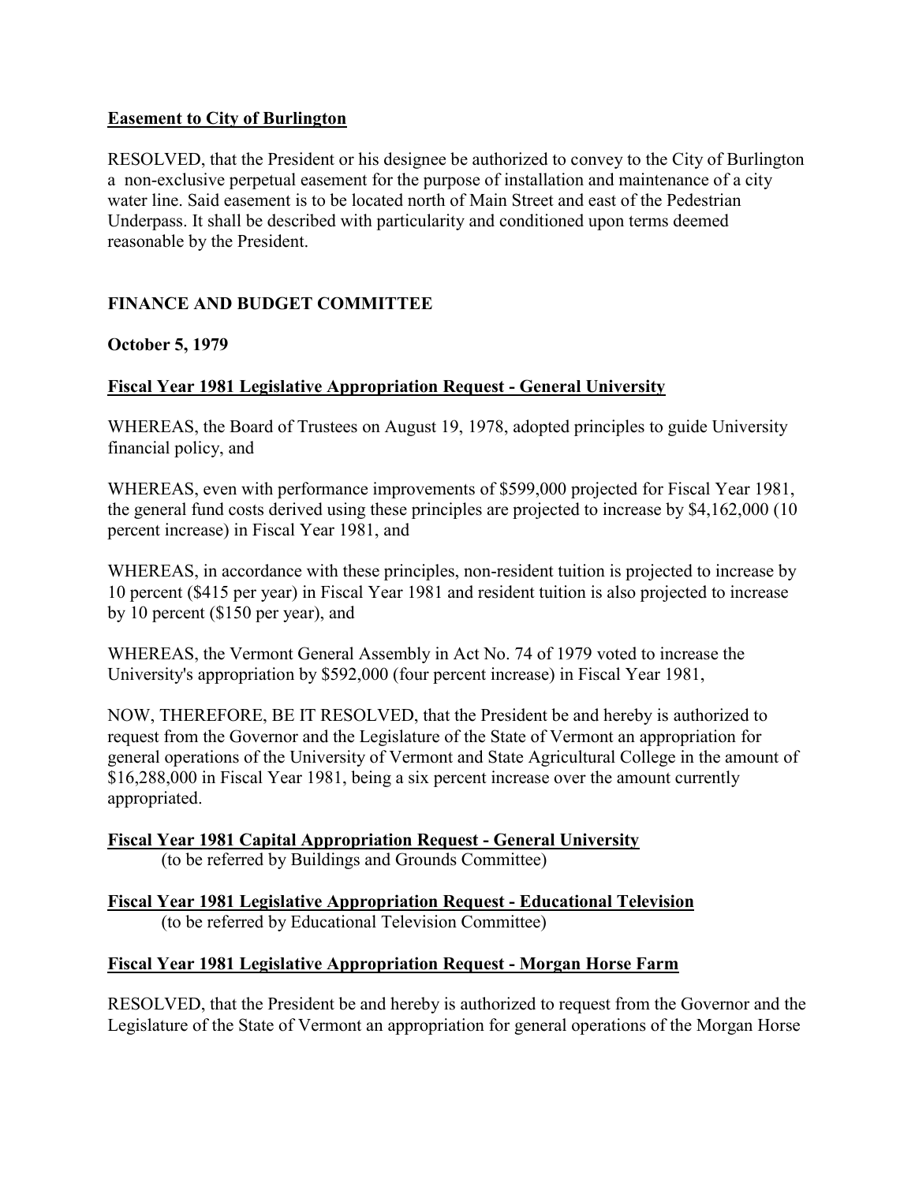**Easement to City of Burlington**

RESOLVED, that the President or his designee be authorized to convey to the City of Burlington a non-exclusive perpetual easement for the purpose of installation and maintenance of a city water line. Said easement is to be located north of Main Street and east of the Pedestrian Underpass. It shall be described with particularity and conditioned upon terms deemed reasonable by the President.

**FINANCE AND BUDGET COMMITTEE**

**October 5, 1979**

**Fiscal Year 1981 Legislative Appropriation Request - General University**

WHEREAS, the Board of Trustees on August 19, 1978, adopted principles to guide University financial policy, and

WHEREAS, even with performance improvements of $599,000 projected for Fiscal Year 1981, the general fund costs derived using these principles are projected to increase by $4,162,000 (10 percent increase) in Fiscal Year 1981, and

WHEREAS, in accordance with these principles, non-resident tuition is projected to increase by 10 percent ($415 per year) in Fiscal Year 1981 and resident tuition is also projected to increase by 10 percent ($150 per year), and

WHEREAS, the Vermont General Assembly in Act No. 74 of 1979 voted to increase the University's appropriation by $592,000 (four percent increase) in Fiscal Year 1981,

NOW, THEREFORE, BE IT RESOLVED, that the President be and hereby is authorized to request from the Governor and the Legislature of the State of Vermont an appropriation for general operations of the University of Vermont and State Agricultural College in the amount of $16,288,000 in Fiscal Year 1981, being a six percent increase over the amount currently appropriated.

**Fiscal Year 1981 Capital Appropriation Request - General University**
(to be referred by Buildings and Grounds Committee)

**Fiscal Year 1981 Legislative Appropriation Request - Educational Television**
(to be referred by Educational Television Committee)

**Fiscal Year 1981 Legislative Appropriation Request - Morgan Horse Farm**

RESOLVED, that the President be and hereby is authorized to request from the Governor and the Legislature of the State of Vermont an appropriation for general operations of the Morgan Horse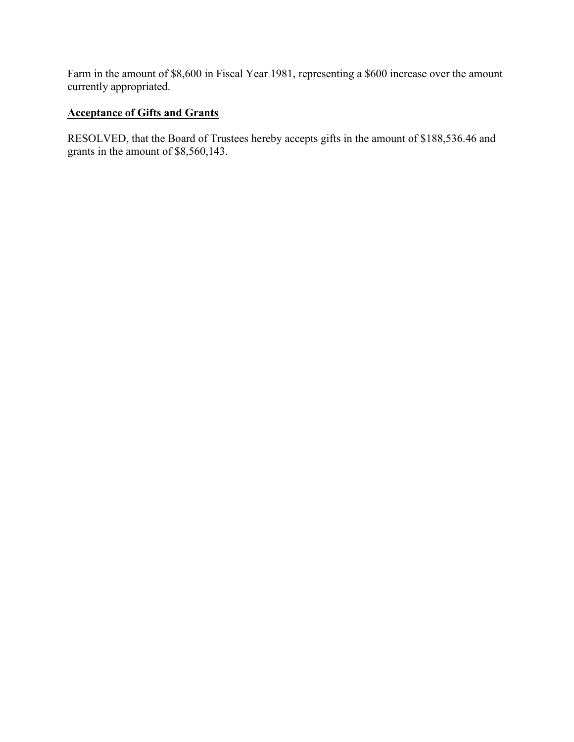Farm in the amount of $8,600 in Fiscal Year 1981, representing a $600 increase over the amount currently appropriated.

**Acceptance of Gifts and Grants**

RESOLVED, that the Board of Trustees hereby accepts gifts in the amount of $188,536.46 and grants in the amount of $8,560,143.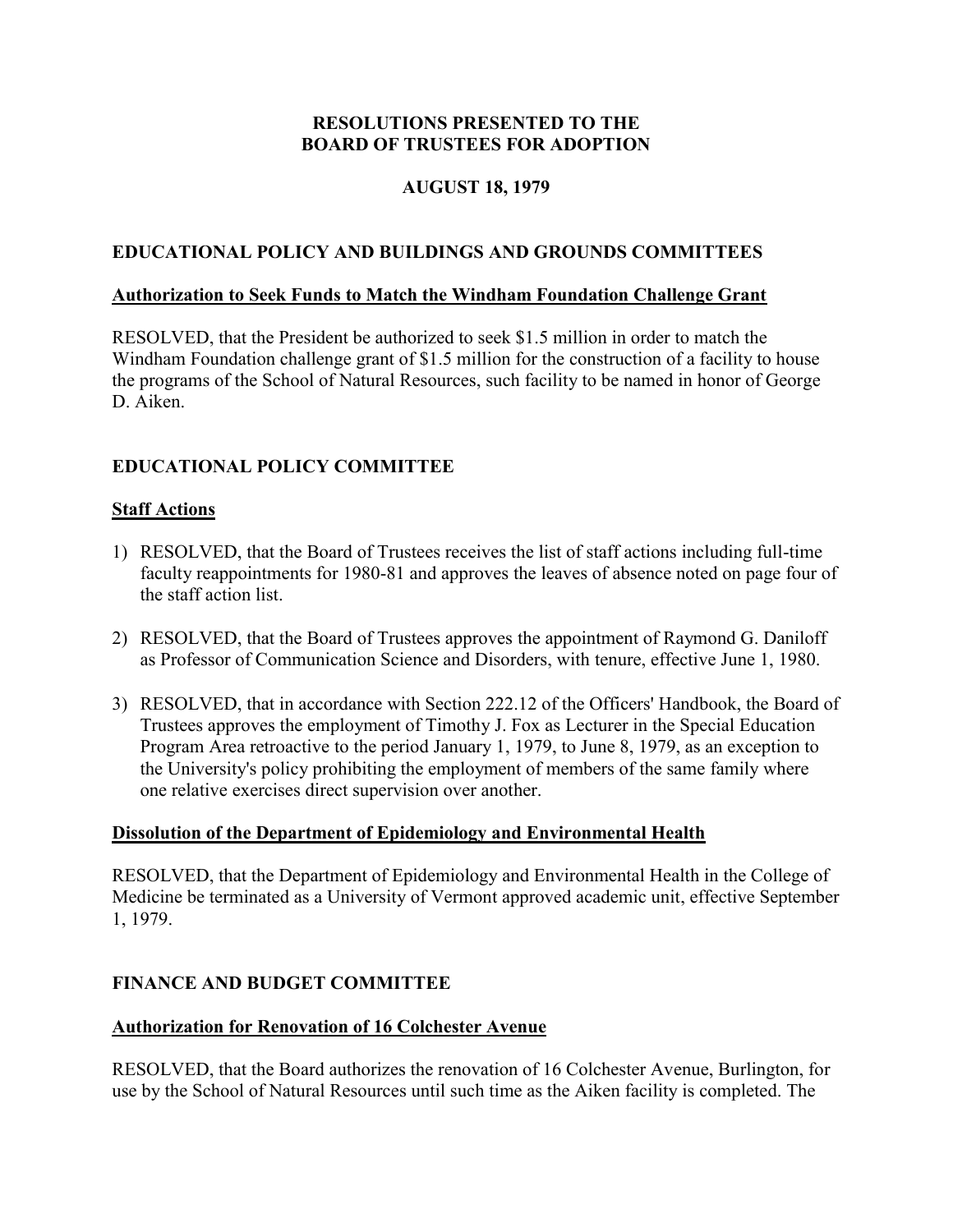# RESOLUTIONS PRESENTED TO THE BOARD OF TRUSTEES FOR ADOPTION

## AUGUST 18, 1979

## EDUCATIONAL POLICY AND BUILDINGS AND GROUNDS COMMITTEES

### Authorization to Seek Funds to Match the Windham Foundation Challenge Grant

RESOLVED, that the President be authorized to seek $1.5 million in order to match the Windham Foundation challenge grant of $1.5 million for the construction of a facility to house the programs of the School of Natural Resources, such facility to be named in honor of George D. Aiken.

## EDUCATIONAL POLICY COMMITTEE

### Staff Actions

1) RESOLVED, that the Board of Trustees receives the list of staff actions including full-time faculty reappointments for 1980-81 and approves the leaves of absence noted on page four of the staff action list.

2) RESOLVED, that the Board of Trustees approves the appointment of Raymond G. Daniloff as Professor of Communication Science and Disorders, with tenure, effective June 1, 1980.

3) RESOLVED, that in accordance with Section 222.12 of the Officers' Handbook, the Board of Trustees approves the employment of Timothy J. Fox as Lecturer in the Special Education Program Area retroactive to the period January 1, 1979, to June 8, 1979, as an exception to the University's policy prohibiting the employment of members of the same family where one relative exercises direct supervision over another.

### Dissolution of the Department of Epidemiology and Environmental Health

RESOLVED, that the Department of Epidemiology and Environmental Health in the College of Medicine be terminated as a University of Vermont approved academic unit, effective September 1, 1979.

## FINANCE AND BUDGET COMMITTEE

### Authorization for Renovation of 16 Colchester Avenue

RESOLVED, that the Board authorizes the renovation of 16 Colchester Avenue, Burlington, for use by the School of Natural Resources until such time as the Aiken facility is completed. The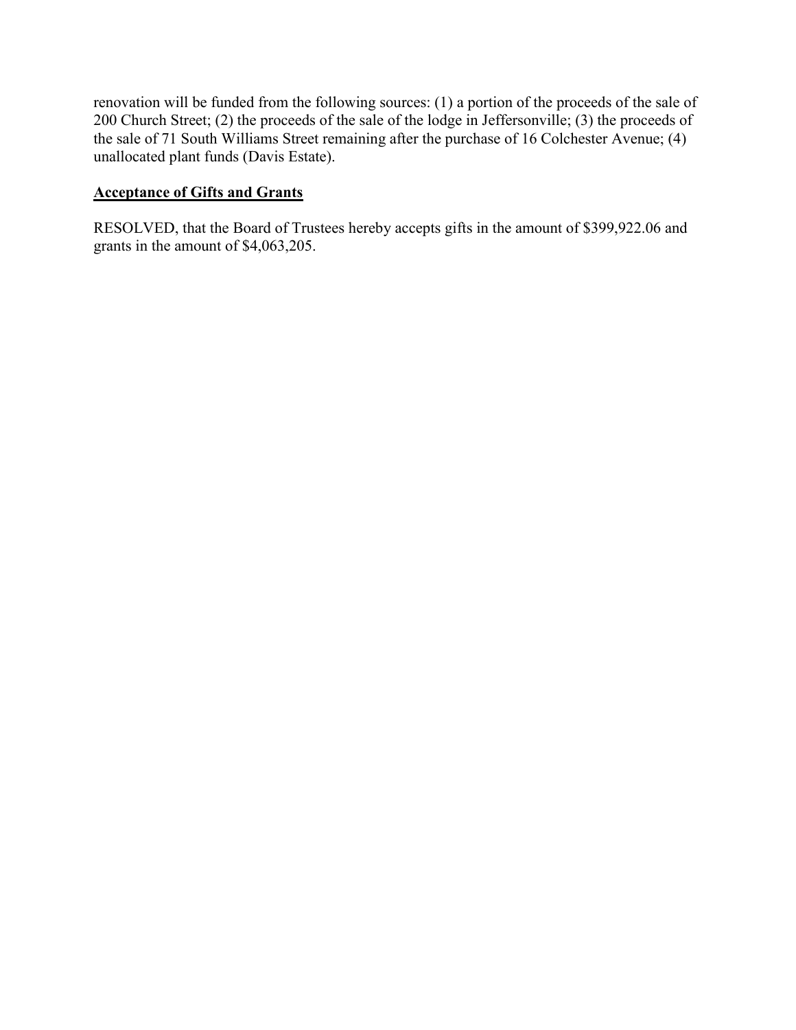renovation will be funded from the following sources: (1) a portion of the proceeds of the sale of 200 Church Street; (2) the proceeds of the sale of the lodge in Jeffersonville; (3) the proceeds of the sale of 71 South Williams Street remaining after the purchase of 16 Colchester Avenue; (4) unallocated plant funds (Davis Estate).

**Acceptance of Gifts and Grants**

RESOLVED, that the Board of Trustees hereby accepts gifts in the amount of $399,922.06 and grants in the amount of $4,063,205.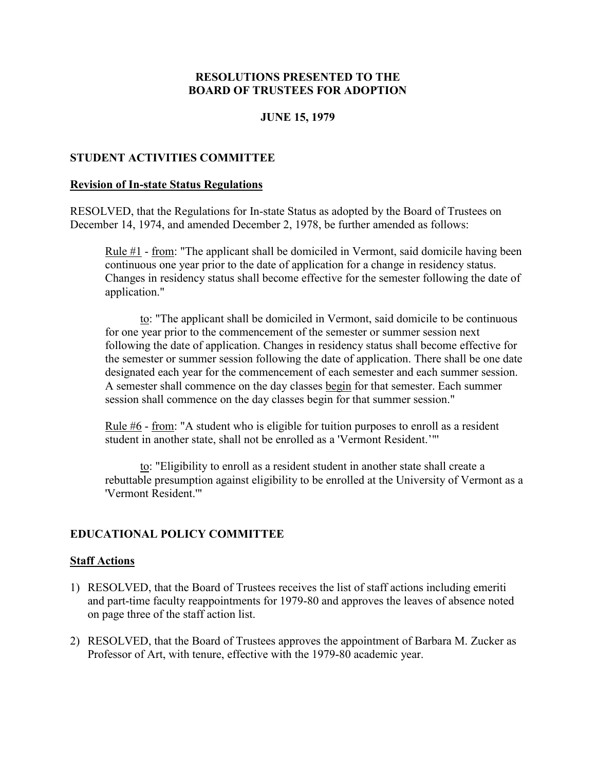# RESOLUTIONS PRESENTED TO THE BOARD OF TRUSTEES FOR ADOPTION

## JUNE 15, 1979

## STUDENT ACTIVITIES COMMITTEE

### Revision of In-state Status Regulations

RESOLVED, that the Regulations for In-state Status as adopted by the Board of Trustees on December 14, 1974, and amended December 2, 1978, be further amended as follows:

> <u>Rule #1</u> - <u>from</u>: "The applicant shall be domiciled in Vermont, said domicile having been continuous one year prior to the date of application for a change in residency status. Changes in residency status shall become effective for the semester following the date of application."
>
> <u>to</u>: "The applicant shall be domiciled in Vermont, said domicile to be continuous for one year prior to the commencement of the semester or summer session next following the date of application. Changes in residency status shall become effective for the semester or summer session following the date of application. There shall be one date designated each year for the commencement of each semester and each summer session. A semester shall commence on the day classes <u>begin</u> for that semester. Each summer session shall commence on the day classes begin for that summer session."
>
> <u>Rule #6</u> - <u>from</u>: "A student who is eligible for tuition purposes to enroll as a resident student in another state, shall not be enrolled as a 'Vermont Resident.'"
>
> <u>to</u>: "Eligibility to enroll as a resident student in another state shall create a rebuttable presumption against eligibility to be enrolled at the University of Vermont as a 'Vermont Resident.'"

## EDUCATIONAL POLICY COMMITTEE

### Staff Actions

1) RESOLVED, that the Board of Trustees receives the list of staff actions including emeriti and part-time faculty reappointments for 1979-80 and approves the leaves of absence noted on page three of the staff action list.

2) RESOLVED, that the Board of Trustees approves the appointment of Barbara M. Zucker as Professor of Art, with tenure, effective with the 1979-80 academic year.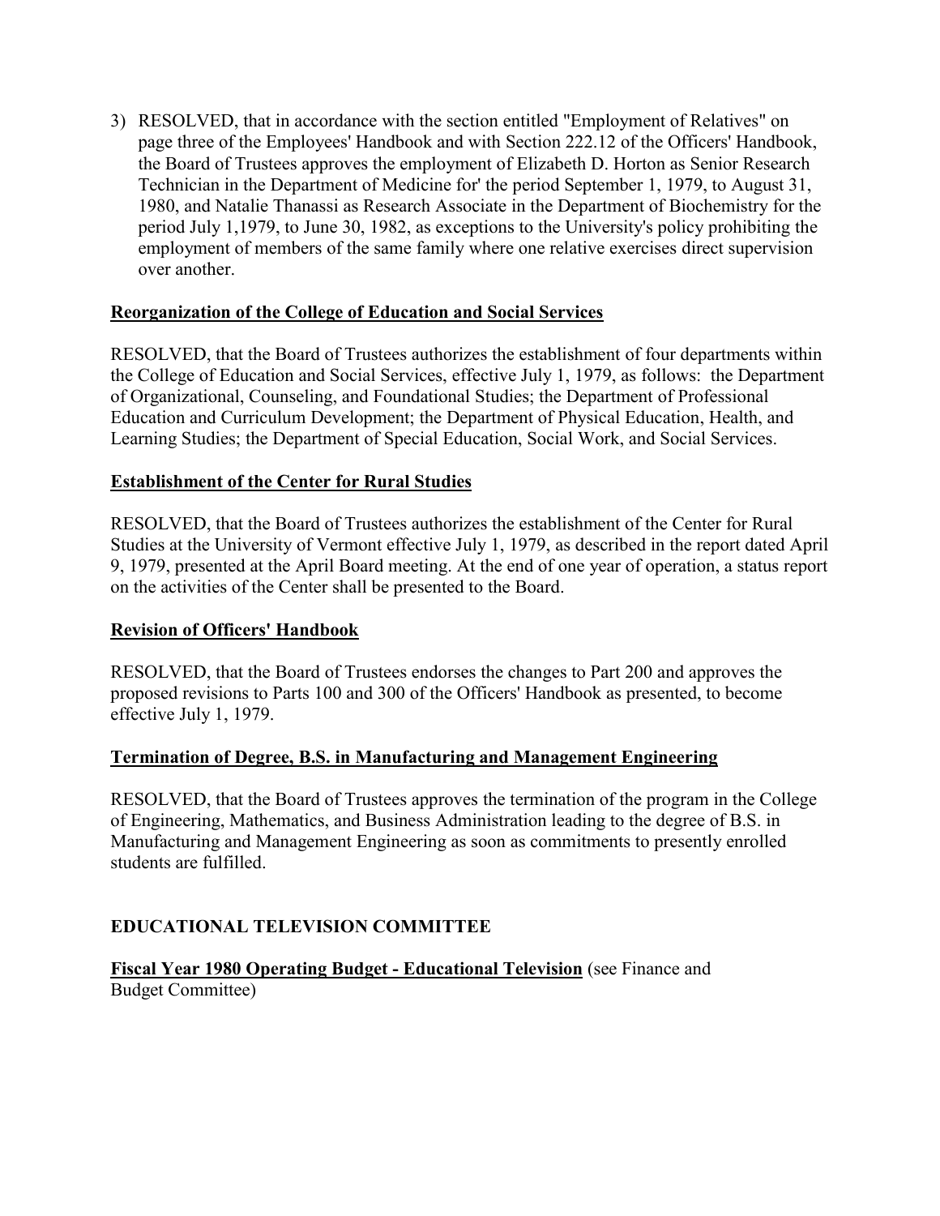3) RESOLVED, that in accordance with the section entitled "Employment of Relatives" on page three of the Employees' Handbook and with Section 222.12 of the Officers' Handbook, the Board of Trustees approves the employment of Elizabeth D. Horton as Senior Research Technician in the Department of Medicine for' the period September 1, 1979, to August 31, 1980, and Natalie Thanassi as Research Associate in the Department of Biochemistry for the period July 1,1979, to June 30, 1982, as exceptions to the University's policy prohibiting the employment of members of the same family where one relative exercises direct supervision over another.

**Reorganization of the College of Education and Social Services**

RESOLVED, that the Board of Trustees authorizes the establishment of four departments within the College of Education and Social Services, effective July 1, 1979, as follows: the Department of Organizational, Counseling, and Foundational Studies; the Department of Professional Education and Curriculum Development; the Department of Physical Education, Health, and Learning Studies; the Department of Special Education, Social Work, and Social Services.

**Establishment of the Center for Rural Studies**

RESOLVED, that the Board of Trustees authorizes the establishment of the Center for Rural Studies at the University of Vermont effective July 1, 1979, as described in the report dated April 9, 1979, presented at the April Board meeting. At the end of one year of operation, a status report on the activities of the Center shall be presented to the Board.

**Revision of Officers' Handbook**

RESOLVED, that the Board of Trustees endorses the changes to Part 200 and approves the proposed revisions to Parts 100 and 300 of the Officers' Handbook as presented, to become effective July 1, 1979.

**Termination of Degree, B.S. in Manufacturing and Management Engineering**

RESOLVED, that the Board of Trustees approves the termination of the program in the College of Engineering, Mathematics, and Business Administration leading to the degree of B.S. in Manufacturing and Management Engineering as soon as commitments to presently enrolled students are fulfilled.

## EDUCATIONAL TELEVISION COMMITTEE

**Fiscal Year 1980 Operating Budget - Educational Television** (see Finance and Budget Committee)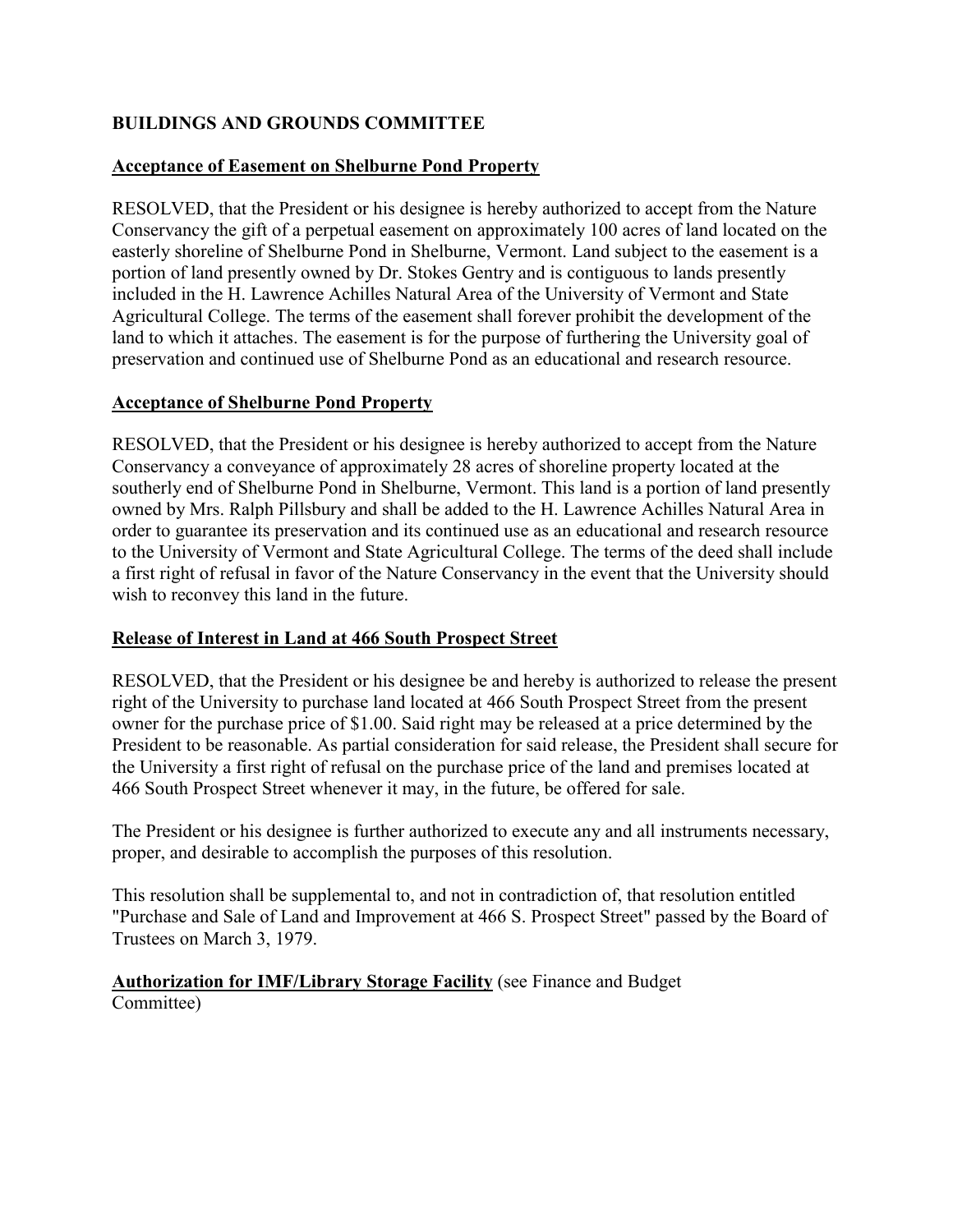## BUILDINGS AND GROUNDS COMMITTEE

### Acceptance of Easement on Shelburne Pond Property

RESOLVED, that the President or his designee is hereby authorized to accept from the Nature Conservancy the gift of a perpetual easement on approximately 100 acres of land located on the easterly shoreline of Shelburne Pond in Shelburne, Vermont. Land subject to the easement is a portion of land presently owned by Dr. Stokes Gentry and is contiguous to lands presently included in the H. Lawrence Achilles Natural Area of the University of Vermont and State Agricultural College. The terms of the easement shall forever prohibit the development of the land to which it attaches. The easement is for the purpose of furthering the University goal of preservation and continued use of Shelburne Pond as an educational and research resource.

### Acceptance of Shelburne Pond Property

RESOLVED, that the President or his designee is hereby authorized to accept from the Nature Conservancy a conveyance of approximately 28 acres of shoreline property located at the southerly end of Shelburne Pond in Shelburne, Vermont. This land is a portion of land presently owned by Mrs. Ralph Pillsbury and shall be added to the H. Lawrence Achilles Natural Area in order to guarantee its preservation and its continued use as an educational and research resource to the University of Vermont and State Agricultural College. The terms of the deed shall include a first right of refusal in favor of the Nature Conservancy in the event that the University should wish to reconvey this land in the future.

### Release of Interest in Land at 466 South Prospect Street

RESOLVED, that the President or his designee be and hereby is authorized to release the present right of the University to purchase land located at 466 South Prospect Street from the present owner for the purchase price of $1.00. Said right may be released at a price determined by the President to be reasonable. As partial consideration for said release, the President shall secure for the University a first right of refusal on the purchase price of the land and premises located at 466 South Prospect Street whenever it may, in the future, be offered for sale.

The President or his designee is further authorized to execute any and all instruments necessary, proper, and desirable to accomplish the purposes of this resolution.

This resolution shall be supplemental to, and not in contradiction of, that resolution entitled "Purchase and Sale of Land and Improvement at 466 S. Prospect Street" passed by the Board of Trustees on March 3, 1979.

**Authorization for IMF/Library Storage Facility** (see Finance and Budget Committee)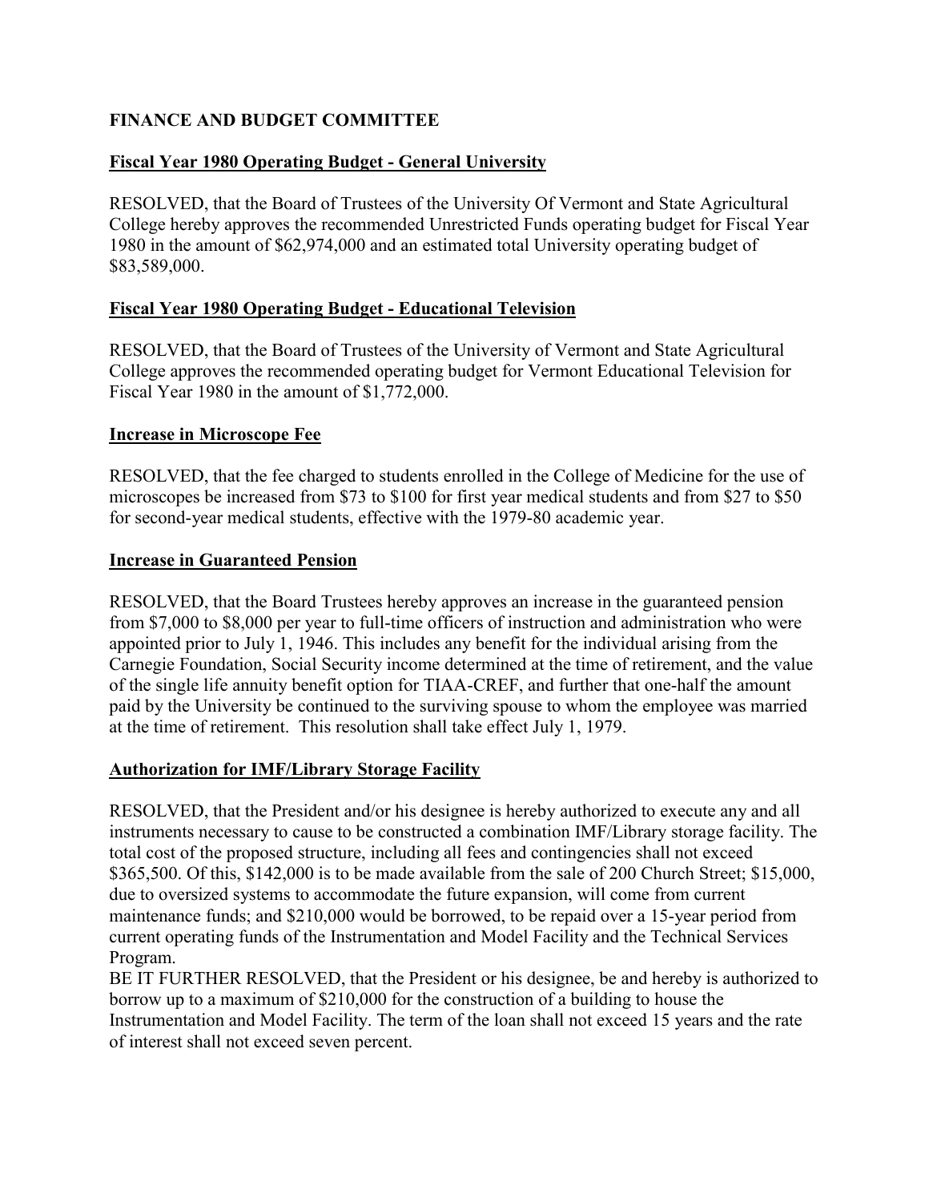**FINANCE AND BUDGET COMMITTEE**

**Fiscal Year 1980 Operating Budget - General University**

RESOLVED, that the Board of Trustees of the University Of Vermont and State Agricultural College hereby approves the recommended Unrestricted Funds operating budget for Fiscal Year 1980 in the amount of $62,974,000 and an estimated total University operating budget of $83,589,000.

**Fiscal Year 1980 Operating Budget - Educational Television**

RESOLVED, that the Board of Trustees of the University of Vermont and State Agricultural College approves the recommended operating budget for Vermont Educational Television for Fiscal Year 1980 in the amount of $1,772,000.

**Increase in Microscope Fee**

RESOLVED, that the fee charged to students enrolled in the College of Medicine for the use of microscopes be increased from $73 to $100 for first year medical students and from $27 to $50 for second-year medical students, effective with the 1979-80 academic year.

**Increase in Guaranteed Pension**

RESOLVED, that the Board Trustees hereby approves an increase in the guaranteed pension from $7,000 to $8,000 per year to full-time officers of instruction and administration who were appointed prior to July 1, 1946. This includes any benefit for the individual arising from the Carnegie Foundation, Social Security income determined at the time of retirement, and the value of the single life annuity benefit option for TIAA-CREF, and further that one-half the amount paid by the University be continued to the surviving spouse to whom the employee was married at the time of retirement. This resolution shall take effect July 1, 1979.

**Authorization for IMF/Library Storage Facility**

RESOLVED, that the President and/or his designee is hereby authorized to execute any and all instruments necessary to cause to be constructed a combination IMF/Library storage facility. The total cost of the proposed structure, including all fees and contingencies shall not exceed $365,500. Of this, $142,000 is to be made available from the sale of 200 Church Street; $15,000, due to oversized systems to accommodate the future expansion, will come from current maintenance funds; and $210,000 would be borrowed, to be repaid over a 15-year period from current operating funds of the Instrumentation and Model Facility and the Technical Services Program.

BE IT FURTHER RESOLVED, that the President or his designee, be and hereby is authorized to borrow up to a maximum of $210,000 for the construction of a building to house the Instrumentation and Model Facility. The term of the loan shall not exceed 15 years and the rate of interest shall not exceed seven percent.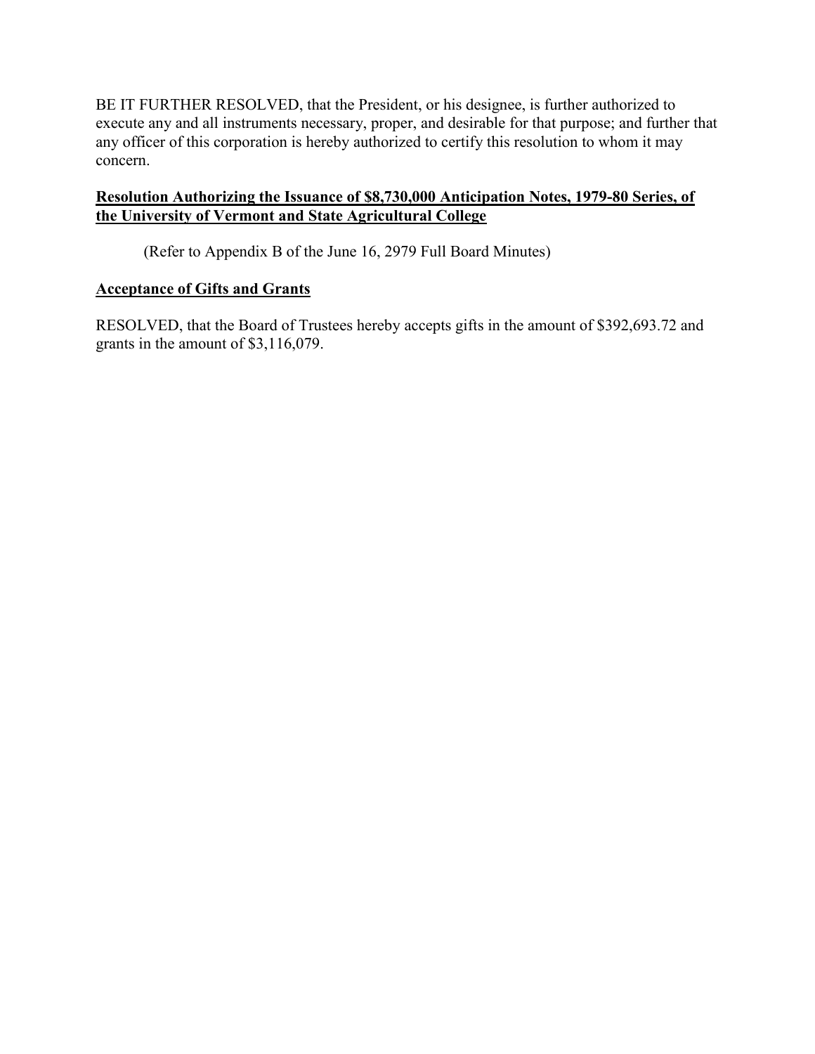BE IT FURTHER RESOLVED, that the President, or his designee, is further authorized to execute any and all instruments necessary, proper, and desirable for that purpose; and further that any officer of this corporation is hereby authorized to certify this resolution to whom it may concern.

**Resolution Authorizing the Issuance of $8,730,000 Anticipation Notes, 1979-80 Series, of the University of Vermont and State Agricultural College**

(Refer to Appendix B of the June 16, 2979 Full Board Minutes)

**Acceptance of Gifts and Grants**

RESOLVED, that the Board of Trustees hereby accepts gifts in the amount of $392,693.72 and grants in the amount of $3,116,079.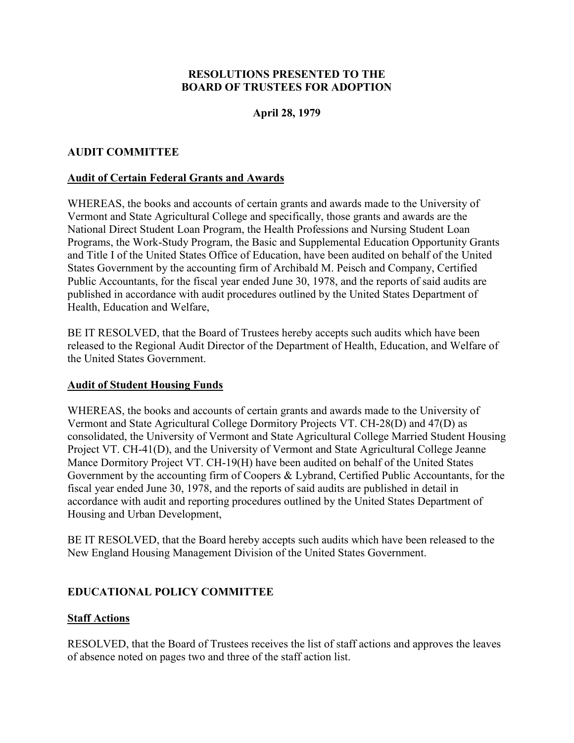**RESOLUTIONS PRESENTED TO THE BOARD OF TRUSTEES FOR ADOPTION**

**April 28, 1979**

## AUDIT COMMITTEE

### Audit of Certain Federal Grants and Awards

WHEREAS, the books and accounts of certain grants and awards made to the University of Vermont and State Agricultural College and specifically, those grants and awards are the National Direct Student Loan Program, the Health Professions and Nursing Student Loan Programs, the Work-Study Program, the Basic and Supplemental Education Opportunity Grants and Title I of the United States Office of Education, have been audited on behalf of the United States Government by the accounting firm of Archibald M. Peisch and Company, Certified Public Accountants, for the fiscal year ended June 30, 1978, and the reports of said audits are published in accordance with audit procedures outlined by the United States Department of Health, Education and Welfare,

BE IT RESOLVED, that the Board of Trustees hereby accepts such audits which have been released to the Regional Audit Director of the Department of Health, Education, and Welfare of the United States Government.

### Audit of Student Housing Funds

WHEREAS, the books and accounts of certain grants and awards made to the University of Vermont and State Agricultural College Dormitory Projects VT. CH-28(D) and 47(D) as consolidated, the University of Vermont and State Agricultural College Married Student Housing Project VT. CH-41(D), and the University of Vermont and State Agricultural College Jeanne Mance Dormitory Project VT. CH-19(H) have been audited on behalf of the United States Government by the accounting firm of Coopers & Lybrand, Certified Public Accountants, for the fiscal year ended June 30, 1978, and the reports of said audits are published in detail in accordance with audit and reporting procedures outlined by the United States Department of Housing and Urban Development,

BE IT RESOLVED, that the Board hereby accepts such audits which have been released to the New England Housing Management Division of the United States Government.

## EDUCATIONAL POLICY COMMITTEE

### Staff Actions

RESOLVED, that the Board of Trustees receives the list of staff actions and approves the leaves of absence noted on pages two and three of the staff action list.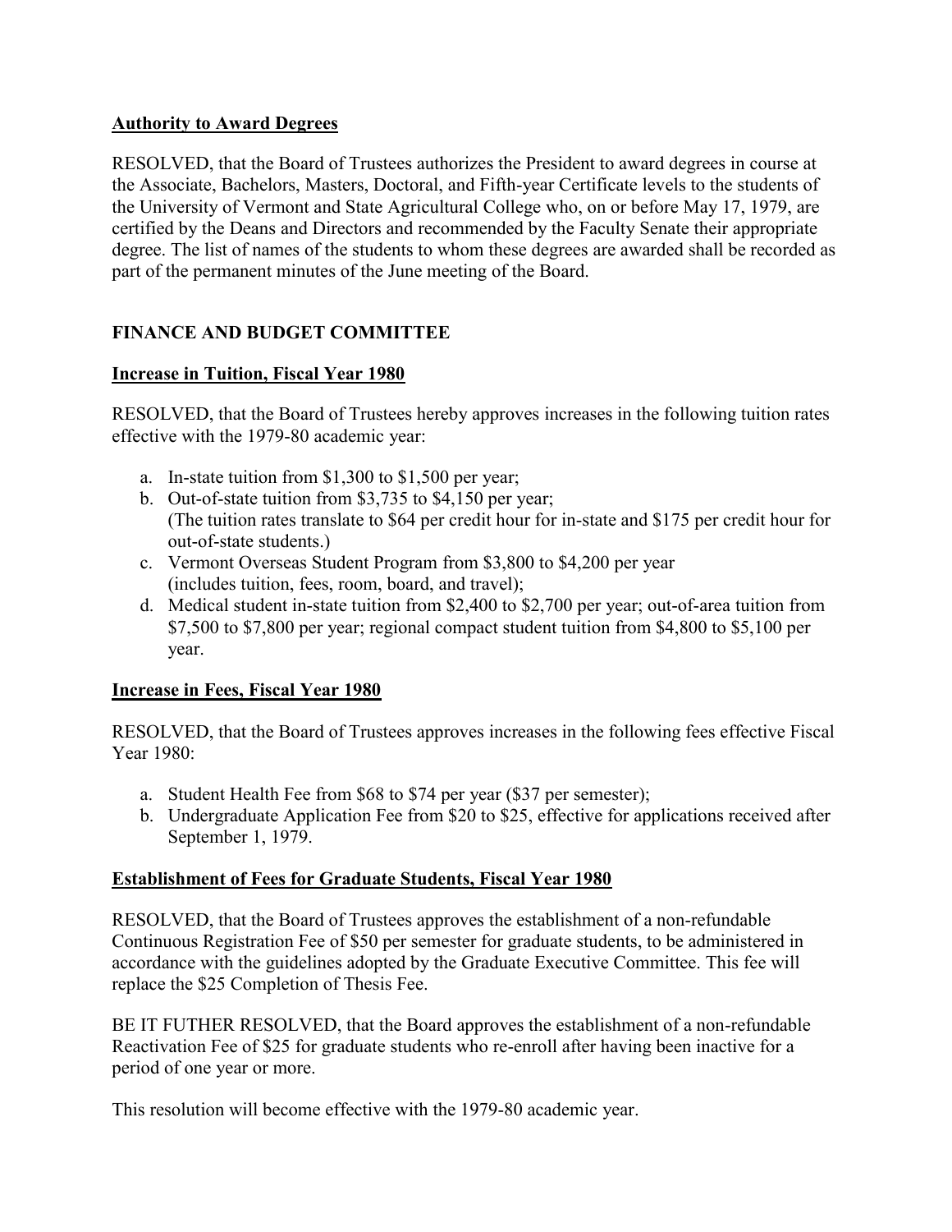**Authority to Award Degrees**

RESOLVED, that the Board of Trustees authorizes the President to award degrees in course at the Associate, Bachelors, Masters, Doctoral, and Fifth-year Certificate levels to the students of the University of Vermont and State Agricultural College who, on or before May 17, 1979, are certified by the Deans and Directors and recommended by the Faculty Senate their appropriate degree. The list of names of the students to whom these degrees are awarded shall be recorded as part of the permanent minutes of the June meeting of the Board.

## FINANCE AND BUDGET COMMITTEE

**Increase in Tuition, Fiscal Year 1980**

RESOLVED, that the Board of Trustees hereby approves increases in the following tuition rates effective with the 1979-80 academic year:

a. In-state tuition from $1,300 to $1,500 per year;
b. Out-of-state tuition from $3,735 to $4,150 per year;
   (The tuition rates translate to $64 per credit hour for in-state and $175 per credit hour for out-of-state students.)
c. Vermont Overseas Student Program from $3,800 to $4,200 per year
   (includes tuition, fees, room, board, and travel);
d. Medical student in-state tuition from $2,400 to $2,700 per year; out-of-area tuition from $7,500 to $7,800 per year; regional compact student tuition from $4,800 to $5,100 per year.

**Increase in Fees, Fiscal Year 1980**

RESOLVED, that the Board of Trustees approves increases in the following fees effective Fiscal Year 1980:

a. Student Health Fee from $68 to $74 per year ($37 per semester);
b. Undergraduate Application Fee from $20 to $25, effective for applications received after September 1, 1979.

**Establishment of Fees for Graduate Students, Fiscal Year 1980**

RESOLVED, that the Board of Trustees approves the establishment of a non-refundable Continuous Registration Fee of $50 per semester for graduate students, to be administered in accordance with the guidelines adopted by the Graduate Executive Committee. This fee will replace the $25 Completion of Thesis Fee.

BE IT FUTHER RESOLVED, that the Board approves the establishment of a non-refundable Reactivation Fee of $25 for graduate students who re-enroll after having been inactive for a period of one year or more.

This resolution will become effective with the 1979-80 academic year.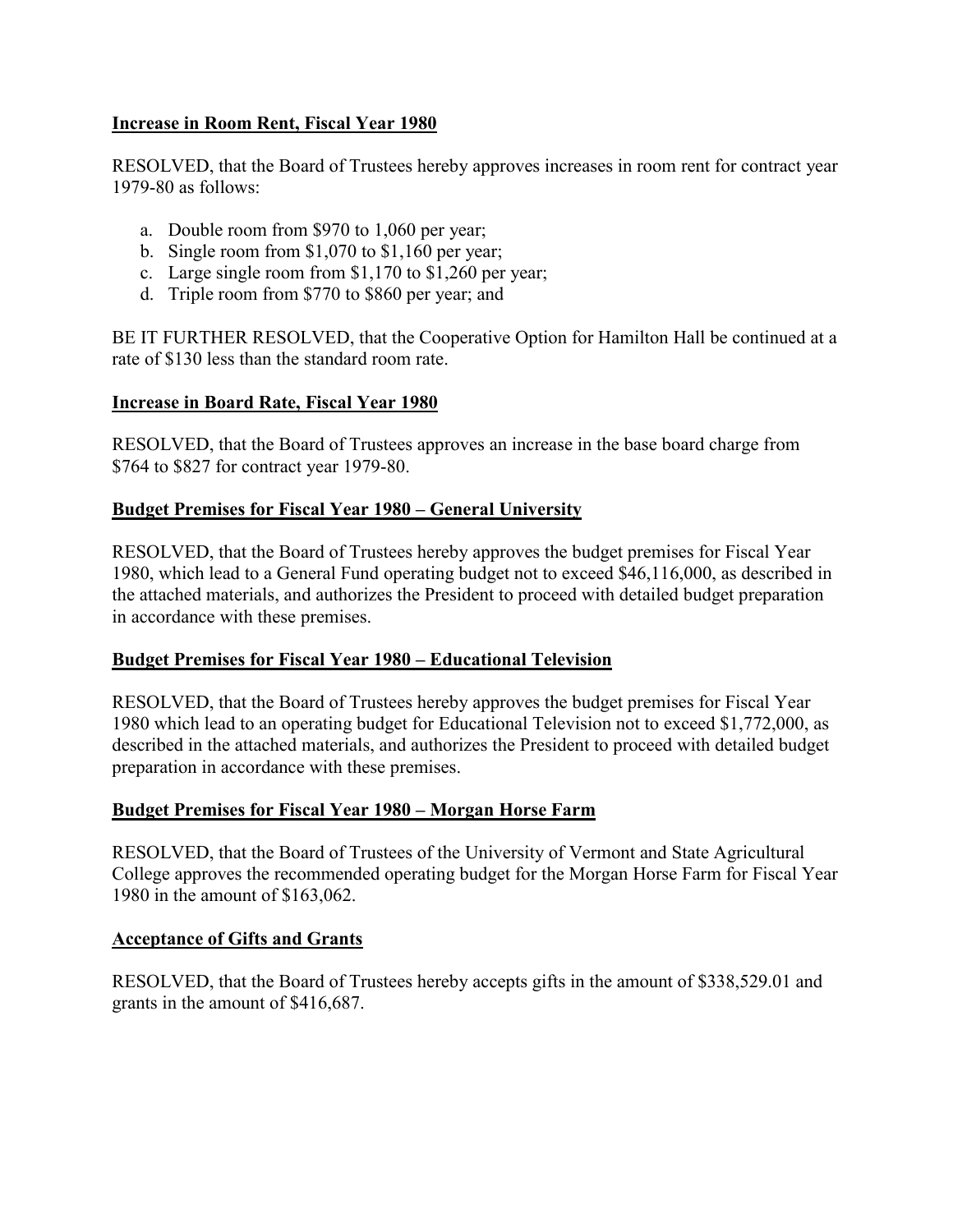**Increase in Room Rent, Fiscal Year 1980**

RESOLVED, that the Board of Trustees hereby approves increases in room rent for contract year 1979-80 as follows:

a. Double room from $970 to 1,060 per year;
b. Single room from $1,070 to $1,160 per year;
c. Large single room from $1,170 to $1,260 per year;
d. Triple room from $770 to $860 per year; and

BE IT FURTHER RESOLVED, that the Cooperative Option for Hamilton Hall be continued at a rate of $130 less than the standard room rate.

**Increase in Board Rate, Fiscal Year 1980**

RESOLVED, that the Board of Trustees approves an increase in the base board charge from $764 to $827 for contract year 1979-80.

**Budget Premises for Fiscal Year 1980 – General University**

RESOLVED, that the Board of Trustees hereby approves the budget premises for Fiscal Year 1980, which lead to a General Fund operating budget not to exceed $46,116,000, as described in the attached materials, and authorizes the President to proceed with detailed budget preparation in accordance with these premises.

**Budget Premises for Fiscal Year 1980 – Educational Television**

RESOLVED, that the Board of Trustees hereby approves the budget premises for Fiscal Year 1980 which lead to an operating budget for Educational Television not to exceed $1,772,000, as described in the attached materials, and authorizes the President to proceed with detailed budget preparation in accordance with these premises.

**Budget Premises for Fiscal Year 1980 – Morgan Horse Farm**

RESOLVED, that the Board of Trustees of the University of Vermont and State Agricultural College approves the recommended operating budget for the Morgan Horse Farm for Fiscal Year 1980 in the amount of $163,062.

**Acceptance of Gifts and Grants**

RESOLVED, that the Board of Trustees hereby accepts gifts in the amount of $338,529.01 and grants in the amount of $416,687.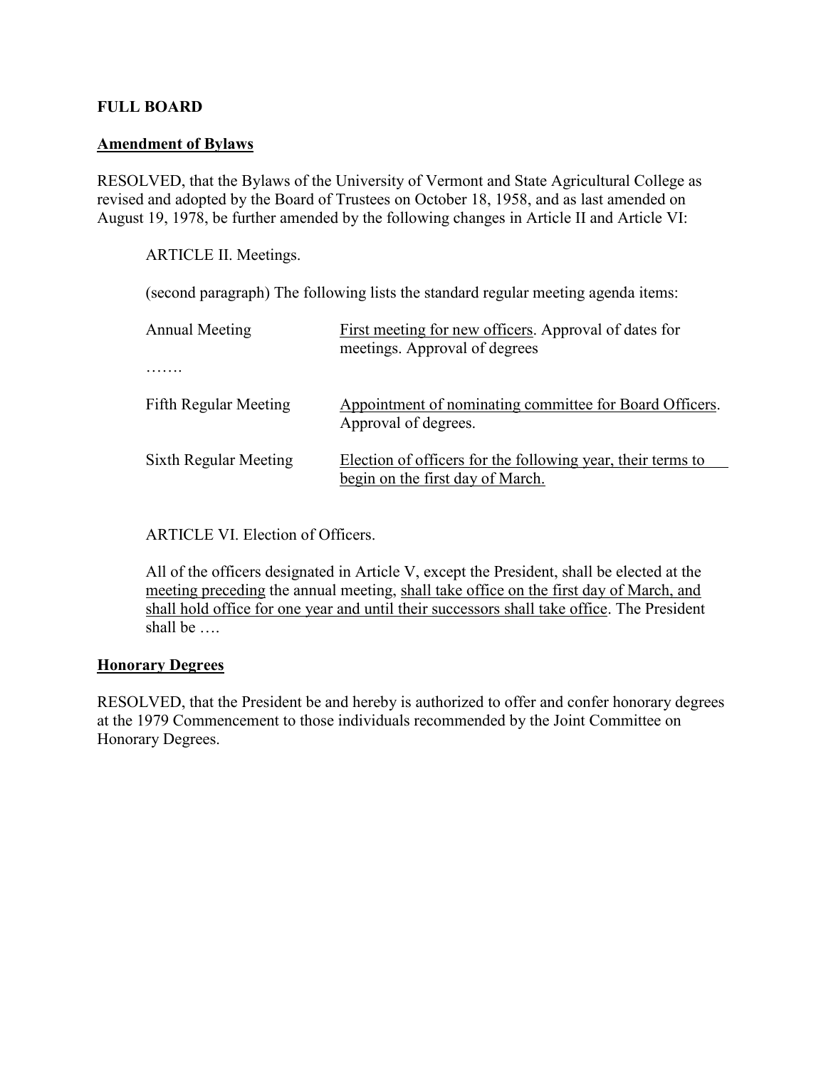**FULL BOARD**

**Amendment of Bylaws**

RESOLVED, that the Bylaws of the University of Vermont and State Agricultural College as revised and adopted by the Board of Trustees on October 18, 1958, and as last amended on August 19, 1978, be further amended by the following changes in Article II and Article VI:

ARTICLE II. Meetings.

(second paragraph) The following lists the standard regular meeting agenda items:

| | |
|---|---|
| Annual Meeting | <u>First meeting for new officers</u>. Approval of dates for meetings. Approval of degrees |
| ……. | |
| Fifth Regular Meeting | <u>Appointment of nominating committee for Board Officers</u>. Approval of degrees. |
| Sixth Regular Meeting | <u>Election of officers for the following year, their terms to begin on the first day of March.</u> |

ARTICLE VI. Election of Officers.

All of the officers designated in Article V, except the President, shall be elected at the <u>meeting preceding</u> the annual meeting, <u>shall take office on the first day of March, and shall hold office for one year and until their successors shall take office</u>. The President shall be ….

**Honorary Degrees**

RESOLVED, that the President be and hereby is authorized to offer and confer honorary degrees at the 1979 Commencement to those individuals recommended by the Joint Committee on Honorary Degrees.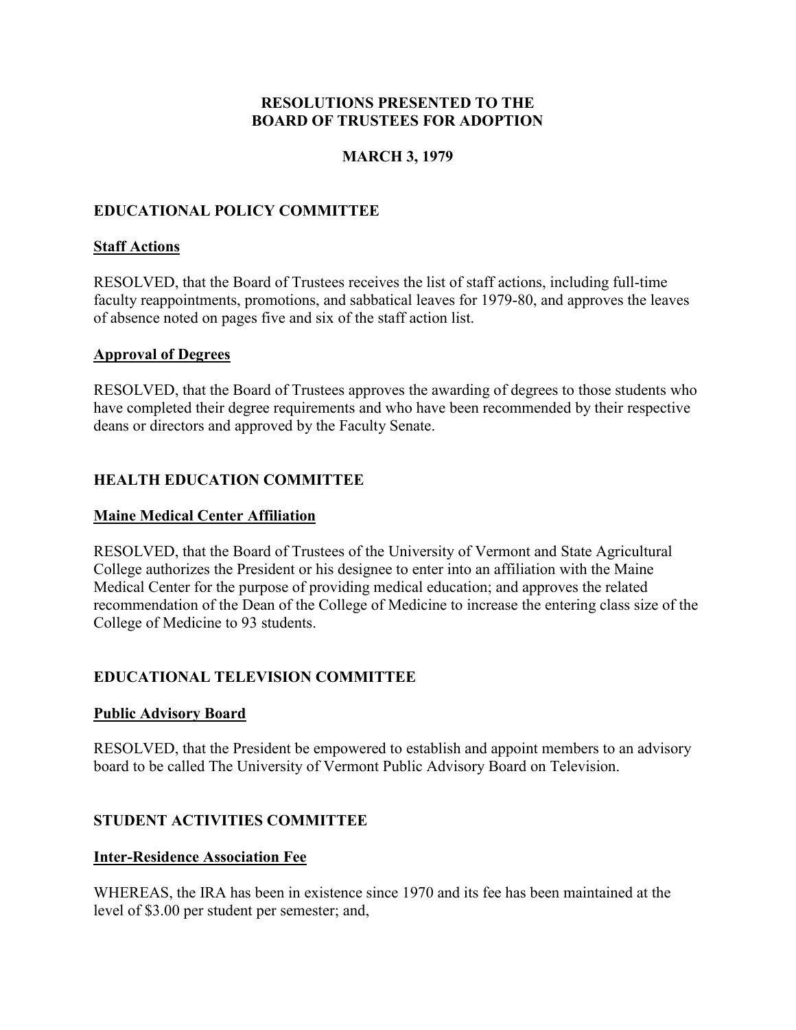**RESOLUTIONS PRESENTED TO THE**
**BOARD OF TRUSTEES FOR ADOPTION**

**MARCH 3, 1979**

## EDUCATIONAL POLICY COMMITTEE

### Staff Actions

RESOLVED, that the Board of Trustees receives the list of staff actions, including full-time faculty reappointments, promotions, and sabbatical leaves for 1979-80, and approves the leaves of absence noted on pages five and six of the staff action list.

### Approval of Degrees

RESOLVED, that the Board of Trustees approves the awarding of degrees to those students who have completed their degree requirements and who have been recommended by their respective deans or directors and approved by the Faculty Senate.

## HEALTH EDUCATION COMMITTEE

### Maine Medical Center Affiliation

RESOLVED, that the Board of Trustees of the University of Vermont and State Agricultural College authorizes the President or his designee to enter into an affiliation with the Maine Medical Center for the purpose of providing medical education; and approves the related recommendation of the Dean of the College of Medicine to increase the entering class size of the College of Medicine to 93 students.

## EDUCATIONAL TELEVISION COMMITTEE

### Public Advisory Board

RESOLVED, that the President be empowered to establish and appoint members to an advisory board to be called The University of Vermont Public Advisory Board on Television.

## STUDENT ACTIVITIES COMMITTEE

### Inter-Residence Association Fee

WHEREAS, the IRA has been in existence since 1970 and its fee has been maintained at the level of $3.00 per student per semester; and,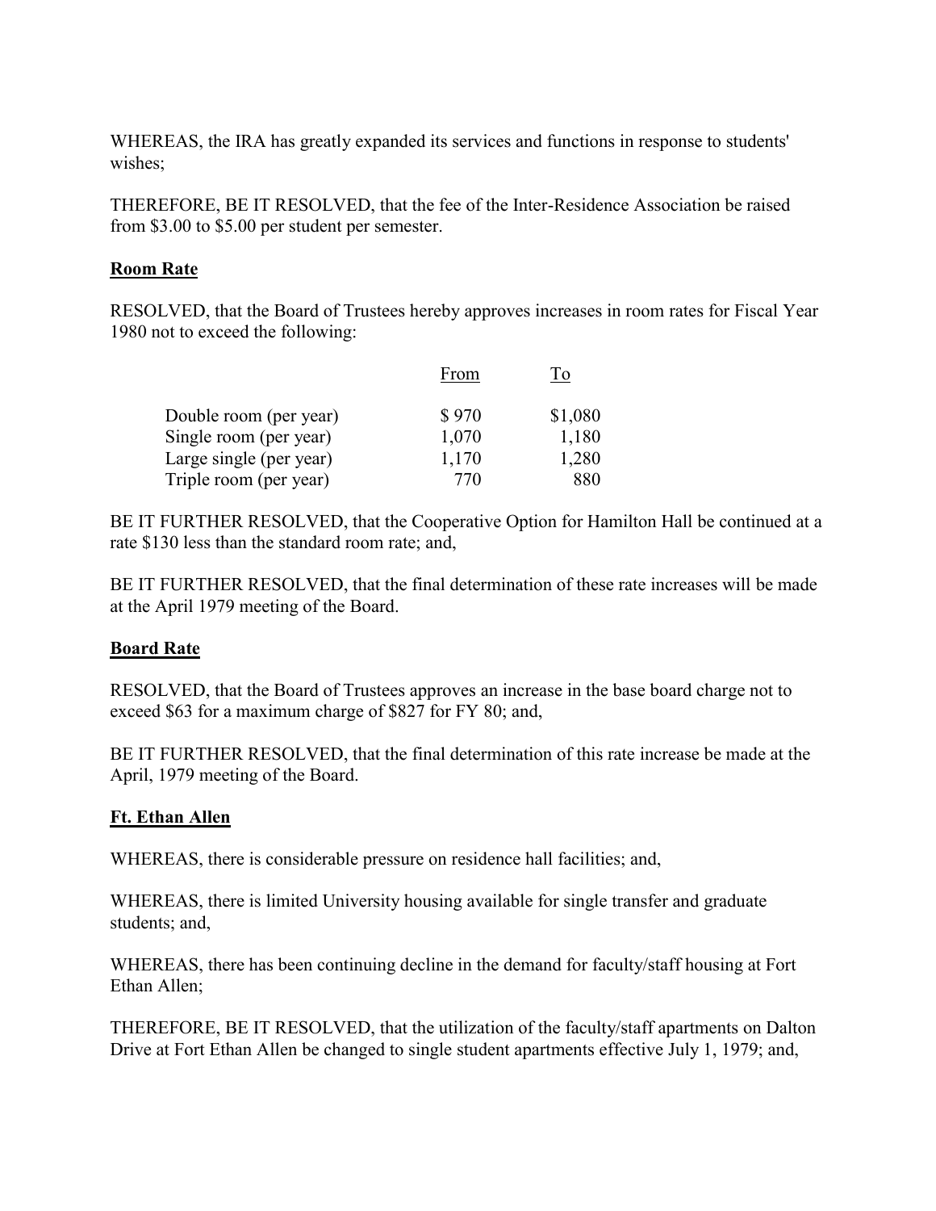WHEREAS, the IRA has greatly expanded its services and functions in response to students' wishes;

THEREFORE, BE IT RESOLVED, that the fee of the Inter-Residence Association be raised from $3.00 to $5.00 per student per semester.

**Room Rate**

RESOLVED, that the Board of Trustees hereby approves increases in room rates for Fiscal Year 1980 not to exceed the following:

| | From | To |
|---|---|---|
| Double room (per year) | $ 970 | $1,080 |
| Single room (per year) | 1,070 | 1,180 |
| Large single (per year) | 1,170 | 1,280 |
| Triple room (per year) | 770 | 880 |

BE IT FURTHER RESOLVED, that the Cooperative Option for Hamilton Hall be continued at a rate $130 less than the standard room rate; and,

BE IT FURTHER RESOLVED, that the final determination of these rate increases will be made at the April 1979 meeting of the Board.

**Board Rate**

RESOLVED, that the Board of Trustees approves an increase in the base board charge not to exceed $63 for a maximum charge of $827 for FY 80; and,

BE IT FURTHER RESOLVED, that the final determination of this rate increase be made at the April, 1979 meeting of the Board.

**Ft. Ethan Allen**

WHEREAS, there is considerable pressure on residence hall facilities; and,

WHEREAS, there is limited University housing available for single transfer and graduate students; and,

WHEREAS, there has been continuing decline in the demand for faculty/staff housing at Fort Ethan Allen;

THEREFORE, BE IT RESOLVED, that the utilization of the faculty/staff apartments on Dalton Drive at Fort Ethan Allen be changed to single student apartments effective July 1, 1979; and,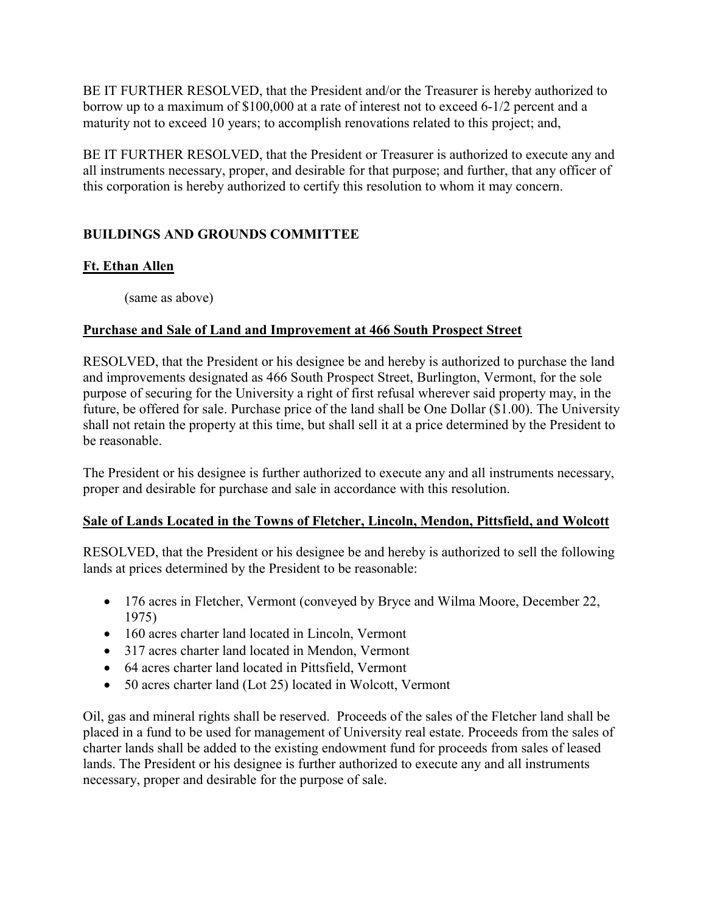BE IT FURTHER RESOLVED, that the President and/or the Treasurer is hereby authorized to borrow up to a maximum of $100,000 at a rate of interest not to exceed 6-1/2 percent and a maturity not to exceed 10 years; to accomplish renovations related to this project; and,

BE IT FURTHER RESOLVED, that the President or Treasurer is authorized to execute any and all instruments necessary, proper, and desirable for that purpose; and further, that any officer of this corporation is hereby authorized to certify this resolution to whom it may concern.

## BUILDINGS AND GROUNDS COMMITTEE

### Ft. Ethan Allen

(same as above)

### Purchase and Sale of Land and Improvement at 466 South Prospect Street

RESOLVED, that the President or his designee be and hereby is authorized to purchase the land and improvements designated as 466 South Prospect Street, Burlington, Vermont, for the sole purpose of securing for the University a right of first refusal wherever said property may, in the future, be offered for sale. Purchase price of the land shall be One Dollar ($1.00). The University shall not retain the property at this time, but shall sell it at a price determined by the President to be reasonable.

The President or his designee is further authorized to execute any and all instruments necessary, proper and desirable for purchase and sale in accordance with this resolution.

### Sale of Lands Located in the Towns of Fletcher, Lincoln, Mendon, Pittsfield, and Wolcott

RESOLVED, that the President or his designee be and hereby is authorized to sell the following lands at prices determined by the President to be reasonable:

- 176 acres in Fletcher, Vermont (conveyed by Bryce and Wilma Moore, December 22, 1975)
- 160 acres charter land located in Lincoln, Vermont
- 317 acres charter land located in Mendon, Vermont
- 64 acres charter land located in Pittsfield, Vermont
- 50 acres charter land (Lot 25) located in Wolcott, Vermont

Oil, gas and mineral rights shall be reserved. Proceeds of the sales of the Fletcher land shall be placed in a fund to be used for management of University real estate. Proceeds from the sales of charter lands shall be added to the existing endowment fund for proceeds from sales of leased lands. The President or his designee is further authorized to execute any and all instruments necessary, proper and desirable for the purpose of sale.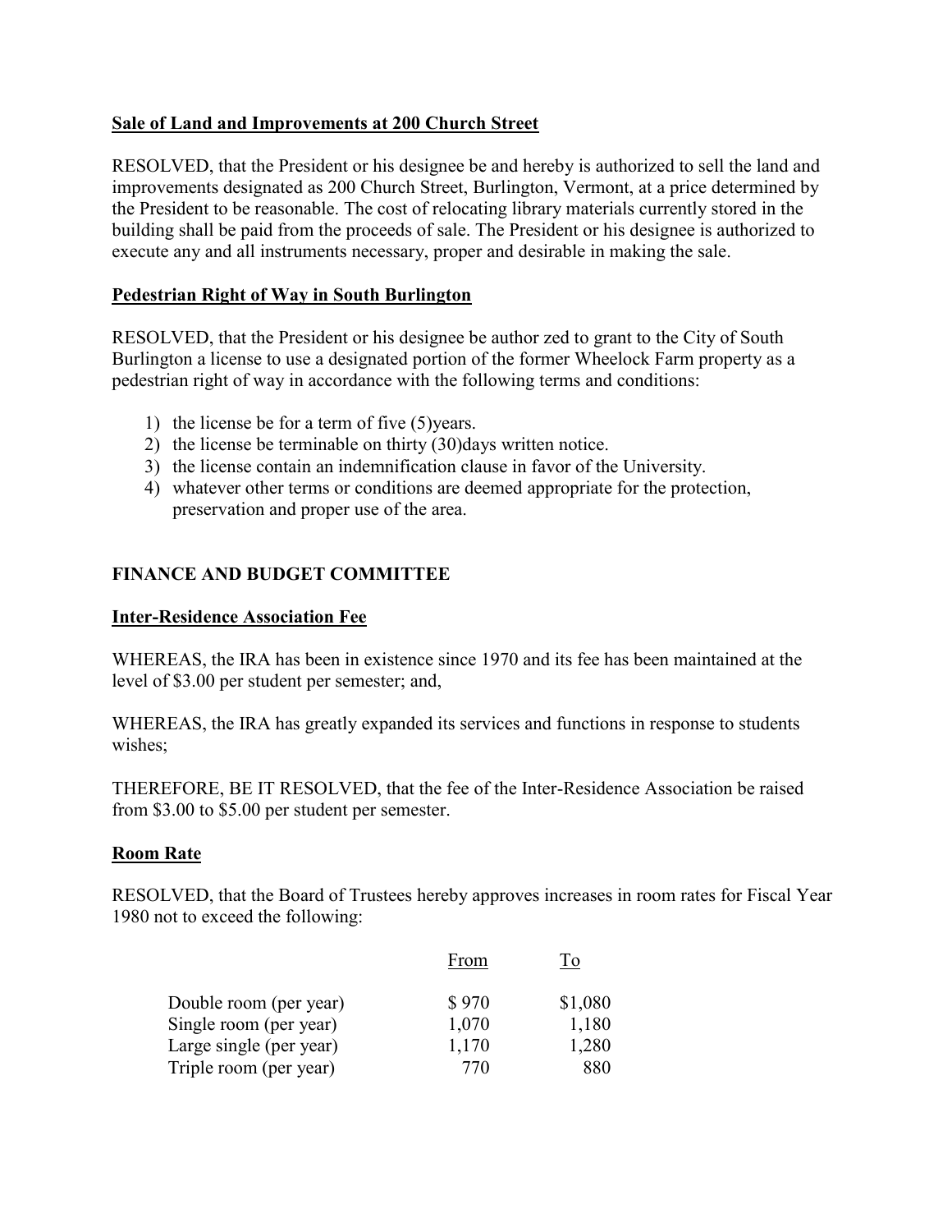**Sale of Land and Improvements at 200 Church Street**

RESOLVED, that the President or his designee be and hereby is authorized to sell the land and improvements designated as 200 Church Street, Burlington, Vermont, at a price determined by the President to be reasonable. The cost of relocating library materials currently stored in the building shall be paid from the proceeds of sale. The President or his designee is authorized to execute any and all instruments necessary, proper and desirable in making the sale.

**Pedestrian Right of Way in South Burlington**

RESOLVED, that the President or his designee be author zed to grant to the City of South Burlington a license to use a designated portion of the former Wheelock Farm property as a pedestrian right of way in accordance with the following terms and conditions:

1) the license be for a term of five (5)years.
2) the license be terminable on thirty (30)days written notice.
3) the license contain an indemnification clause in favor of the University.
4) whatever other terms or conditions are deemed appropriate for the protection, preservation and proper use of the area.

## FINANCE AND BUDGET COMMITTEE

**Inter-Residence Association Fee**

WHEREAS, the IRA has been in existence since 1970 and its fee has been maintained at the level of $3.00 per student per semester; and,

WHEREAS, the IRA has greatly expanded its services and functions in response to students wishes;

THEREFORE, BE IT RESOLVED, that the fee of the Inter-Residence Association be raised from $3.00 to $5.00 per student per semester.

**Room Rate**

RESOLVED, that the Board of Trustees hereby approves increases in room rates for Fiscal Year 1980 not to exceed the following:

| | From | To |
|---|---|---|
| Double room (per year) | $ 970 | $1,080 |
| Single room (per year) | 1,070 | 1,180 |
| Large single (per year) | 1,170 | 1,280 |
| Triple room (per year) | 770 | 880 |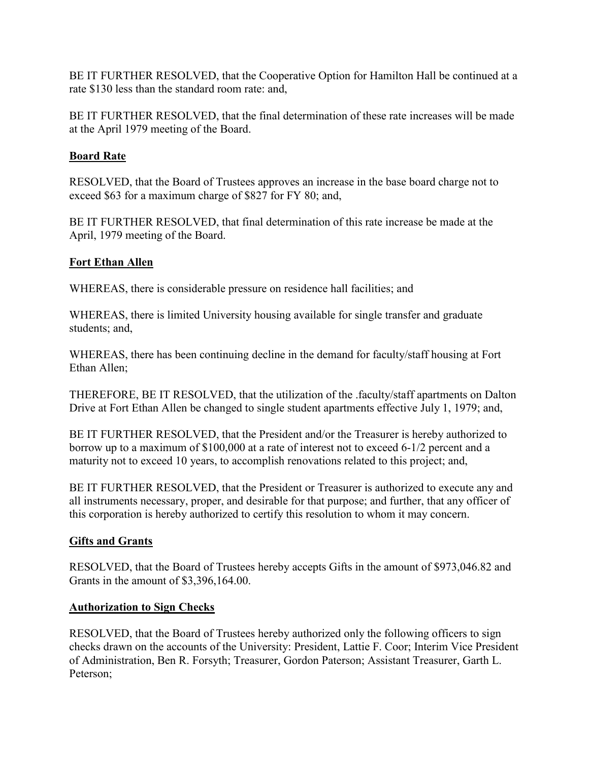BE IT FURTHER RESOLVED, that the Cooperative Option for Hamilton Hall be continued at a rate $130 less than the standard room rate: and,

BE IT FURTHER RESOLVED, that the final determination of these rate increases will be made at the April 1979 meeting of the Board.

**Board Rate**

RESOLVED, that the Board of Trustees approves an increase in the base board charge not to exceed $63 for a maximum charge of $827 for FY 80; and,

BE IT FURTHER RESOLVED, that final determination of this rate increase be made at the April, 1979 meeting of the Board.

**Fort Ethan Allen**

WHEREAS, there is considerable pressure on residence hall facilities; and

WHEREAS, there is limited University housing available for single transfer and graduate students; and,

WHEREAS, there has been continuing decline in the demand for faculty/staff housing at Fort Ethan Allen;

THEREFORE, BE IT RESOLVED, that the utilization of the .faculty/staff apartments on Dalton Drive at Fort Ethan Allen be changed to single student apartments effective July 1, 1979; and,

BE IT FURTHER RESOLVED, that the President and/or the Treasurer is hereby authorized to borrow up to a maximum of $100,000 at a rate of interest not to exceed 6-1/2 percent and a maturity not to exceed 10 years, to accomplish renovations related to this project; and,

BE IT FURTHER RESOLVED, that the President or Treasurer is authorized to execute any and all instruments necessary, proper, and desirable for that purpose; and further, that any officer of this corporation is hereby authorized to certify this resolution to whom it may concern.

**Gifts and Grants**

RESOLVED, that the Board of Trustees hereby accepts Gifts in the amount of $973,046.82 and Grants in the amount of $3,396,164.00.

**Authorization to Sign Checks**

RESOLVED, that the Board of Trustees hereby authorized only the following officers to sign checks drawn on the accounts of the University: President, Lattie F. Coor; Interim Vice President of Administration, Ben R. Forsyth; Treasurer, Gordon Paterson; Assistant Treasurer, Garth L. Peterson;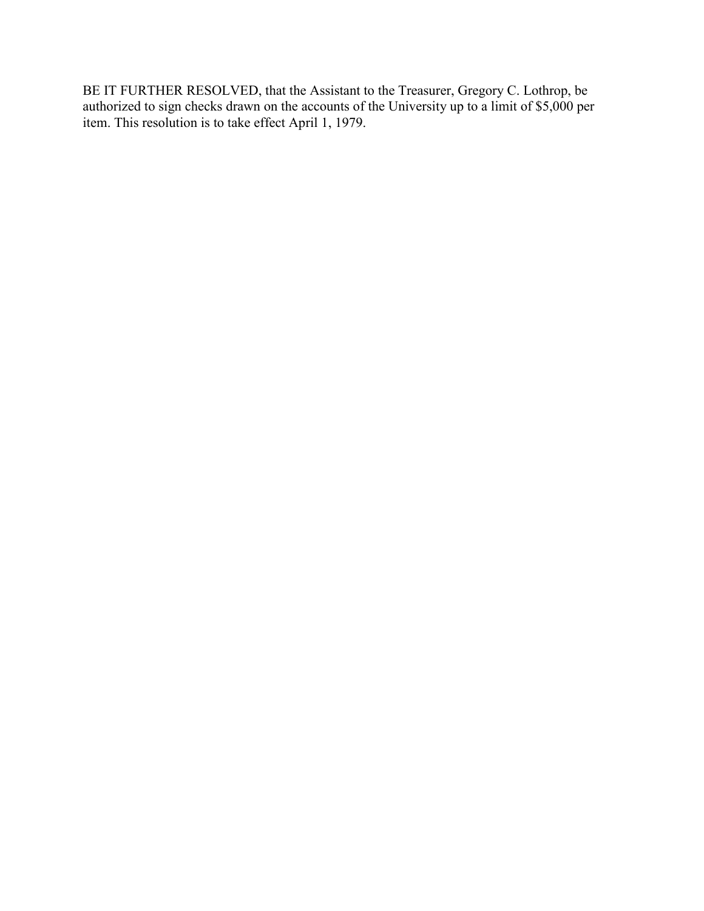BE IT FURTHER RESOLVED, that the Assistant to the Treasurer, Gregory C. Lothrop, be authorized to sign checks drawn on the accounts of the University up to a limit of $5,000 per item. This resolution is to take effect April 1, 1979.